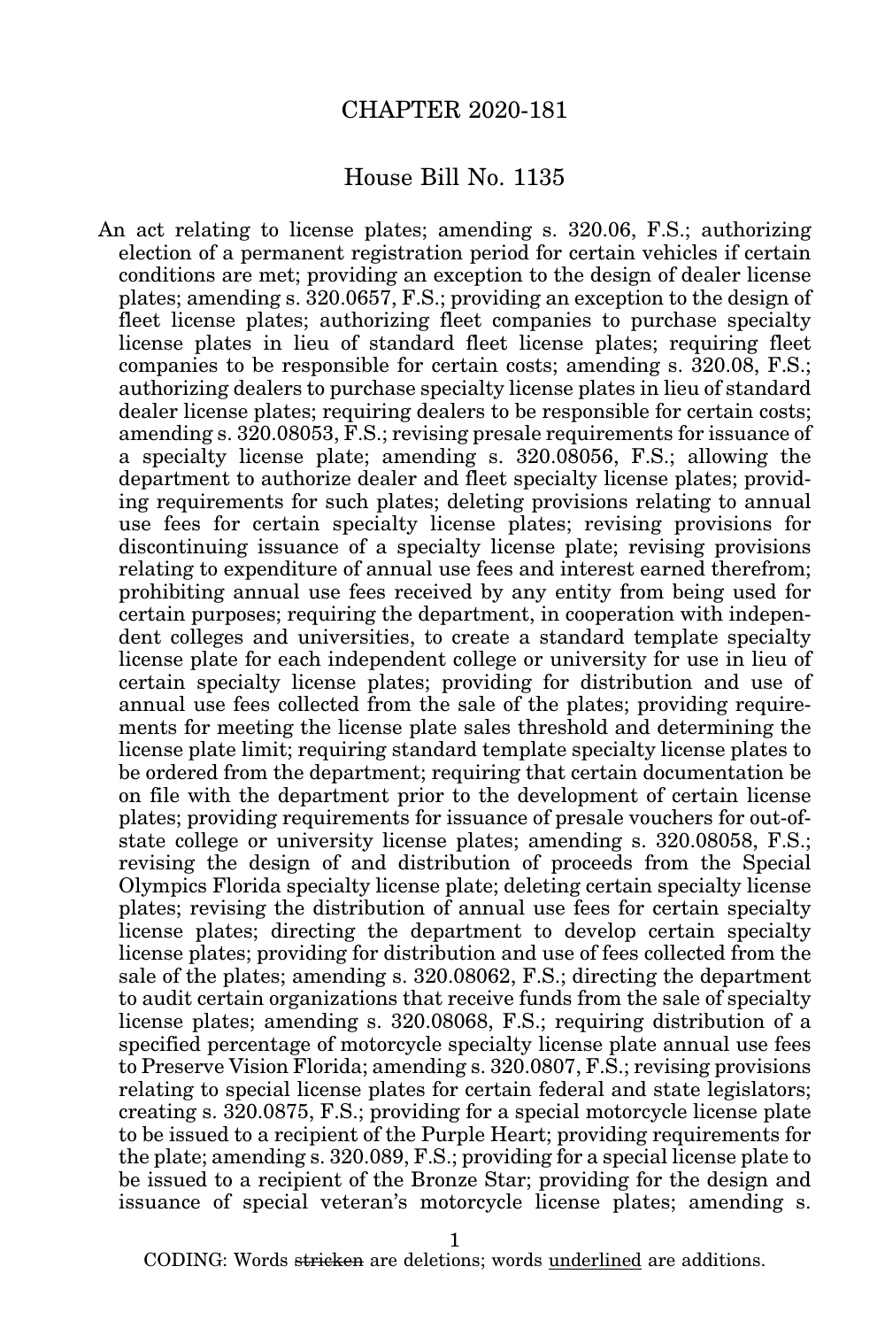# CHAPTER 2020-181

## House Bill No. 1135

An act relating to license plates; amending s. 320.06, F.S.; authorizing election of a permanent registration period for certain vehicles if certain conditions are met; providing an exception to the design of dealer license plates; amending s. 320.0657, F.S.; providing an exception to the design of fleet license plates; authorizing fleet companies to purchase specialty license plates in lieu of standard fleet license plates; requiring fleet companies to be responsible for certain costs; amending s. 320.08, F.S.; authorizing dealers to purchase specialty license plates in lieu of standard dealer license plates; requiring dealers to be responsible for certain costs; amending s. 320.08053, F.S.; revising presale requirements for issuance of a specialty license plate; amending s. 320.08056, F.S.; allowing the department to authorize dealer and fleet specialty license plates; providing requirements for such plates; deleting provisions relating to annual use fees for certain specialty license plates; revising provisions for discontinuing issuance of a specialty license plate; revising provisions relating to expenditure of annual use fees and interest earned therefrom; prohibiting annual use fees received by any entity from being used for certain purposes; requiring the department, in cooperation with independent colleges and universities, to create a standard template specialty license plate for each independent college or university for use in lieu of certain specialty license plates; providing for distribution and use of annual use fees collected from the sale of the plates; providing requirements for meeting the license plate sales threshold and determining the license plate limit; requiring standard template specialty license plates to be ordered from the department; requiring that certain documentation be on file with the department prior to the development of certain license plates; providing requirements for issuance of presale vouchers for out-of-state college or university license plates; amending s. 320.08058, F.S.; revising the design of and distribution of proceeds from the Special Olympics Florida specialty license plate; deleting certain specialty license plates; revising the distribution of annual use fees for certain specialty license plates; directing the department to develop certain specialty license plates; providing for distribution and use of fees collected from the sale of the plates; amending s. 320.08062, F.S.; directing the department to audit certain organizations that receive funds from the sale of specialty license plates; amending s. 320.08068, F.S.; requiring distribution of a specified percentage of motorcycle specialty license plate annual use fees to Preserve Vision Florida; amending s. 320.0807, F.S.; revising provisions relating to special license plates for certain federal and state legislators; creating s. 320.0875, F.S.; providing for a special motorcycle license plate to be issued to a recipient of the Purple Heart; providing requirements for the plate; amending s. 320.089, F.S.; providing for a special license plate to be issued to a recipient of the Bronze Star; providing for the design and issuance of special veteran's motorcycle license plates; amending s.

CODING: Words ~~stricken~~ are deletions; words <u>underlined</u> are additions.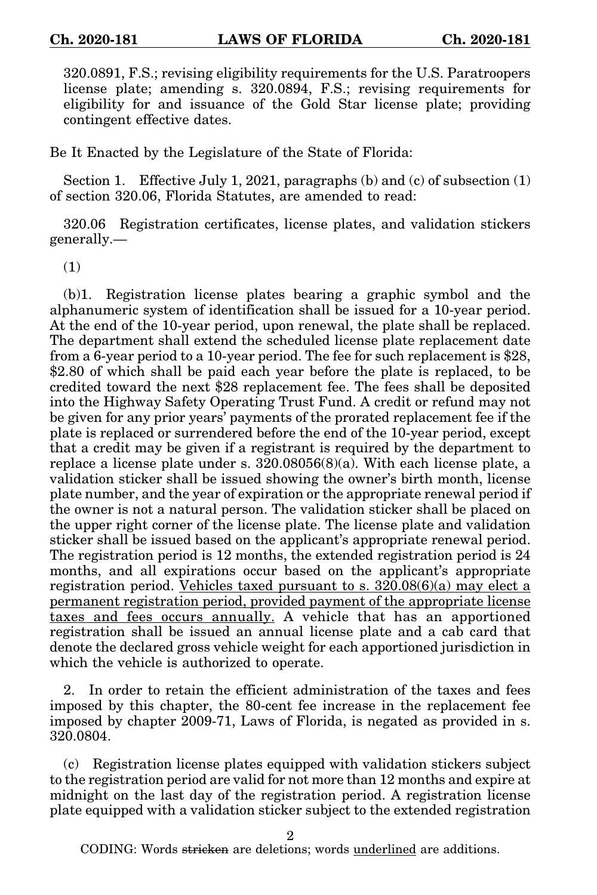320.0891, F.S.; revising eligibility requirements for the U.S. Paratroopers license plate; amending s. 320.0894, F.S.; revising requirements for eligibility for and issuance of the Gold Star license plate; providing contingent effective dates.

Be It Enacted by the Legislature of the State of Florida:

Section 1. Effective July 1, 2021, paragraphs (b) and (c) of subsection (1) of section 320.06, Florida Statutes, are amended to read:

320.06 Registration certificates, license plates, and validation stickers generally.—

(1)

(b)1. Registration license plates bearing a graphic symbol and the alphanumeric system of identification shall be issued for a 10-year period. At the end of the 10-year period, upon renewal, the plate shall be replaced. The department shall extend the scheduled license plate replacement date from a 6-year period to a 10-year period. The fee for such replacement is $28, $2.80 of which shall be paid each year before the plate is replaced, to be credited toward the next $28 replacement fee. The fees shall be deposited into the Highway Safety Operating Trust Fund. A credit or refund may not be given for any prior years' payments of the prorated replacement fee if the plate is replaced or surrendered before the end of the 10-year period, except that a credit may be given if a registrant is required by the department to replace a license plate under s. 320.08056(8)(a). With each license plate, a validation sticker shall be issued showing the owner's birth month, license plate number, and the year of expiration or the appropriate renewal period if the owner is not a natural person. The validation sticker shall be placed on the upper right corner of the license plate. The license plate and validation sticker shall be issued based on the applicant's appropriate renewal period. The registration period is 12 months, the extended registration period is 24 months, and all expirations occur based on the applicant's appropriate registration period. <u>Vehicles taxed pursuant to s. 320.08(6)(a) may elect a permanent registration period, provided payment of the appropriate license taxes and fees occurs annually.</u> A vehicle that has an apportioned registration shall be issued an annual license plate and a cab card that denote the declared gross vehicle weight for each apportioned jurisdiction in which the vehicle is authorized to operate.

2. In order to retain the efficient administration of the taxes and fees imposed by this chapter, the 80-cent fee increase in the replacement fee imposed by chapter 2009-71, Laws of Florida, is negated as provided in s. 320.0804.

(c) Registration license plates equipped with validation stickers subject to the registration period are valid for not more than 12 months and expire at midnight on the last day of the registration period. A registration license plate equipped with a validation sticker subject to the extended registration

CODING: Words ~~stricken~~ are deletions; words <u>underlined</u> are additions.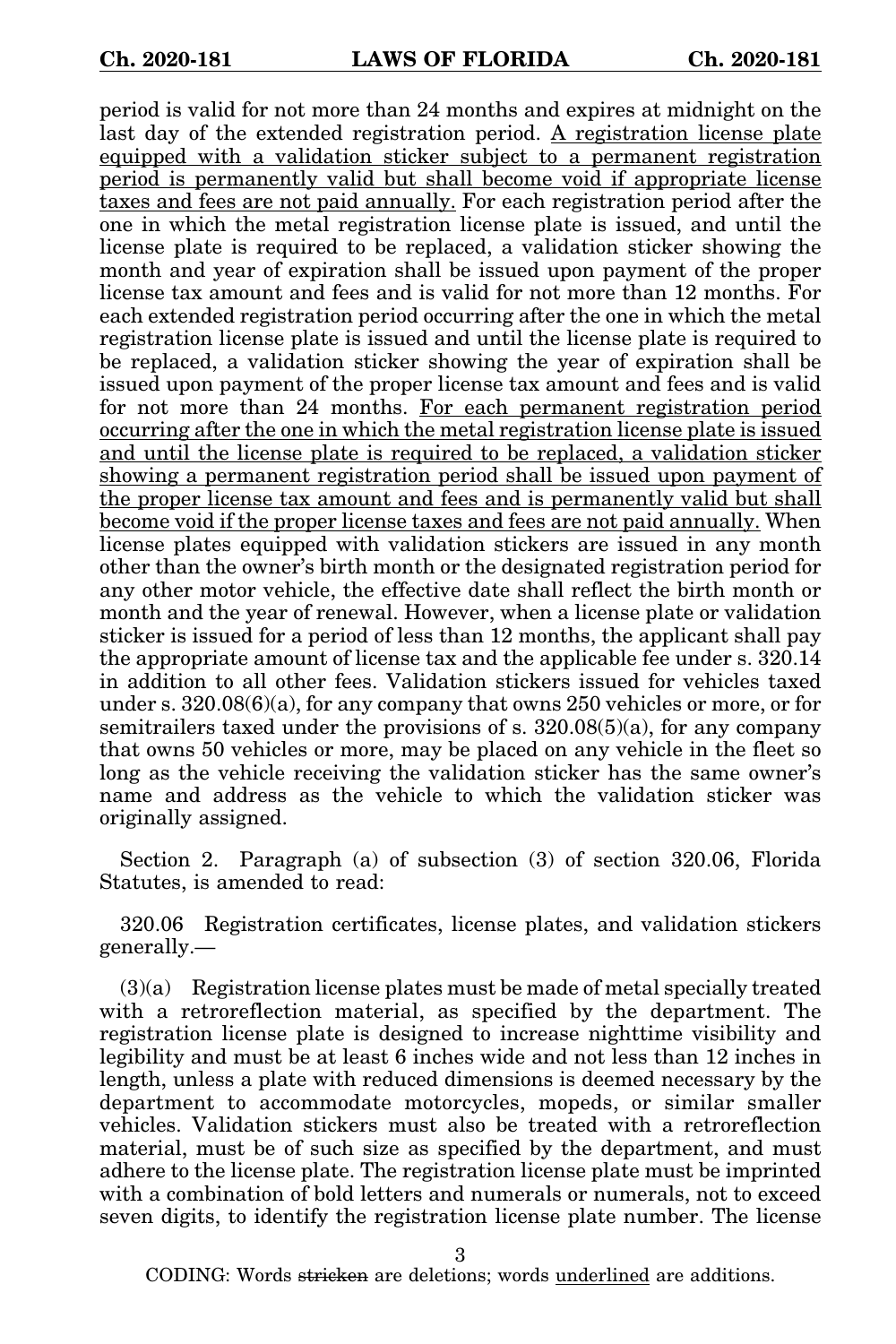period is valid for not more than 24 months and expires at midnight on the last day of the extended registration period. <u>A registration license plate equipped with a validation sticker subject to a permanent registration period is permanently valid but shall become void if appropriate license taxes and fees are not paid annually.</u> For each registration period after the one in which the metal registration license plate is issued, and until the license plate is required to be replaced, a validation sticker showing the month and year of expiration shall be issued upon payment of the proper license tax amount and fees and is valid for not more than 12 months. For each extended registration period occurring after the one in which the metal registration license plate is issued and until the license plate is required to be replaced, a validation sticker showing the year of expiration shall be issued upon payment of the proper license tax amount and fees and is valid for not more than 24 months. <u>For each permanent registration period occurring after the one in which the metal registration license plate is issued and until the license plate is required to be replaced, a validation sticker showing a permanent registration period shall be issued upon payment of the proper license tax amount and fees and is permanently valid but shall become void if the proper license taxes and fees are not paid annually.</u> When license plates equipped with validation stickers are issued in any month other than the owner's birth month or the designated registration period for any other motor vehicle, the effective date shall reflect the birth month or month and the year of renewal. However, when a license plate or validation sticker is issued for a period of less than 12 months, the applicant shall pay the appropriate amount of license tax and the applicable fee under s. 320.14 in addition to all other fees. Validation stickers issued for vehicles taxed under s. 320.08(6)(a), for any company that owns 250 vehicles or more, or for semitrailers taxed under the provisions of s. 320.08(5)(a), for any company that owns 50 vehicles or more, may be placed on any vehicle in the fleet so long as the vehicle receiving the validation sticker has the same owner's name and address as the vehicle to which the validation sticker was originally assigned.

Section 2. Paragraph (a) of subsection (3) of section 320.06, Florida Statutes, is amended to read:

320.06 Registration certificates, license plates, and validation stickers generally.—

(3)(a) Registration license plates must be made of metal specially treated with a retroreflection material, as specified by the department. The registration license plate is designed to increase nighttime visibility and legibility and must be at least 6 inches wide and not less than 12 inches in length, unless a plate with reduced dimensions is deemed necessary by the department to accommodate motorcycles, mopeds, or similar smaller vehicles. Validation stickers must also be treated with a retroreflection material, must be of such size as specified by the department, and must adhere to the license plate. The registration license plate must be imprinted with a combination of bold letters and numerals or numerals, not to exceed seven digits, to identify the registration license plate number. The license

CODING: Words ~~stricken~~ are deletions; words <u>underlined</u> are additions.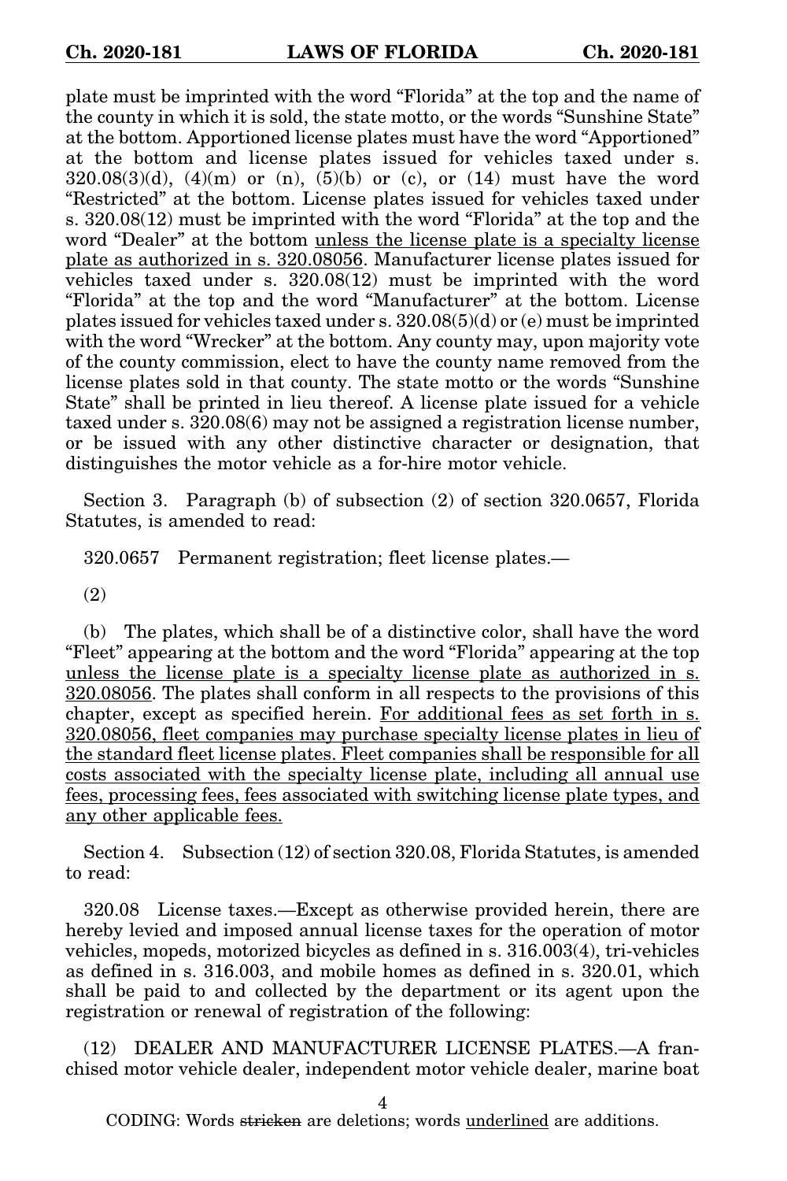plate must be imprinted with the word "Florida" at the top and the name of the county in which it is sold, the state motto, or the words "Sunshine State" at the bottom. Apportioned license plates must have the word "Apportioned" at the bottom and license plates issued for vehicles taxed under s. 320.08(3)(d), (4)(m) or (n), (5)(b) or (c), or (14) must have the word "Restricted" at the bottom. License plates issued for vehicles taxed under s. 320.08(12) must be imprinted with the word "Florida" at the top and the word "Dealer" at the bottom unless the license plate is a specialty license plate as authorized in s. 320.08056. Manufacturer license plates issued for vehicles taxed under s. 320.08(12) must be imprinted with the word "Florida" at the top and the word "Manufacturer" at the bottom. License plates issued for vehicles taxed under s. 320.08(5)(d) or (e) must be imprinted with the word "Wrecker" at the bottom. Any county may, upon majority vote of the county commission, elect to have the county name removed from the license plates sold in that county. The state motto or the words "Sunshine State" shall be printed in lieu thereof. A license plate issued for a vehicle taxed under s. 320.08(6) may not be assigned a registration license number, or be issued with any other distinctive character or designation, that distinguishes the motor vehicle as a for-hire motor vehicle.

Section 3. Paragraph (b) of subsection (2) of section 320.0657, Florida Statutes, is amended to read:

320.0657 Permanent registration; fleet license plates.—

(2)

(b) The plates, which shall be of a distinctive color, shall have the word "Fleet" appearing at the bottom and the word "Florida" appearing at the top unless the license plate is a specialty license plate as authorized in s. 320.08056. The plates shall conform in all respects to the provisions of this chapter, except as specified herein. For additional fees as set forth in s. 320.08056, fleet companies may purchase specialty license plates in lieu of the standard fleet license plates. Fleet companies shall be responsible for all costs associated with the specialty license plate, including all annual use fees, processing fees, fees associated with switching license plate types, and any other applicable fees.

Section 4. Subsection (12) of section 320.08, Florida Statutes, is amended to read:

320.08 License taxes.—Except as otherwise provided herein, there are hereby levied and imposed annual license taxes for the operation of motor vehicles, mopeds, motorized bicycles as defined in s. 316.003(4), tri-vehicles as defined in s. 316.003, and mobile homes as defined in s. 320.01, which shall be paid to and collected by the department or its agent upon the registration or renewal of registration of the following:

(12) DEALER AND MANUFACTURER LICENSE PLATES.—A franchised motor vehicle dealer, independent motor vehicle dealer, marine boat

CODING: Words ~~stricken~~ are deletions; words underlined are additions.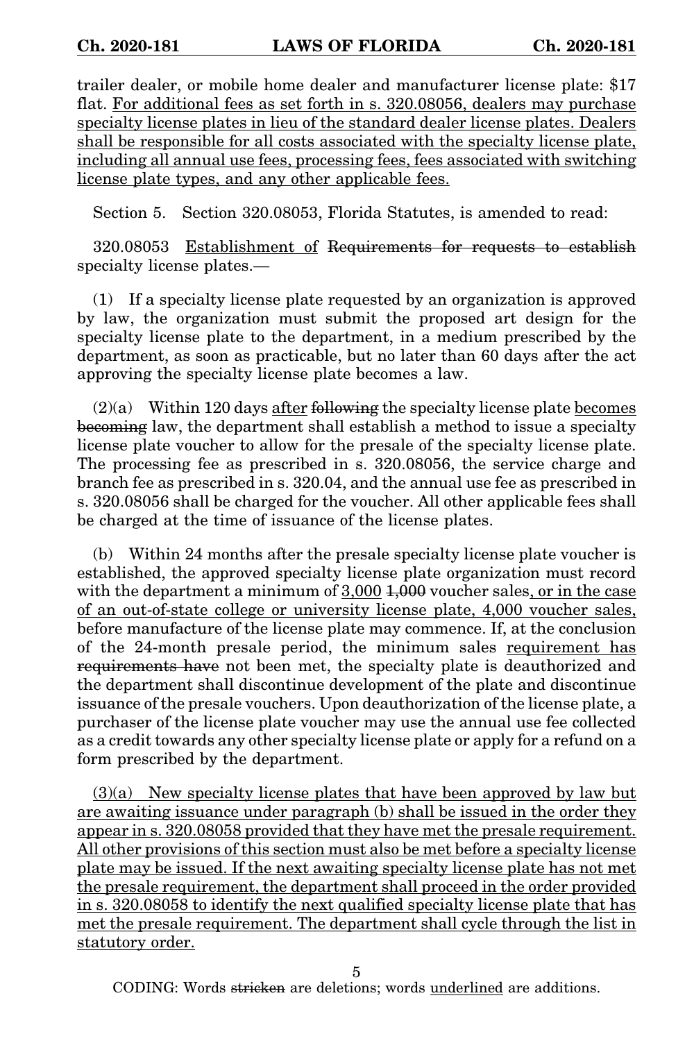trailer dealer, or mobile home dealer and manufacturer license plate: $17 flat. <u>For additional fees as set forth in s. 320.08056, dealers may purchase specialty license plates in lieu of the standard dealer license plates. Dealers shall be responsible for all costs associated with the specialty license plate, including all annual use fees, processing fees, fees associated with switching license plate types, and any other applicable fees.</u>

Section 5. Section 320.08053, Florida Statutes, is amended to read:

320.08053 <u>Establishment of</u> ~~Requirements for requests to establish~~ specialty license plates.—

(1) If a specialty license plate requested by an organization is approved by law, the organization must submit the proposed art design for the specialty license plate to the department, in a medium prescribed by the department, as soon as practicable, but no later than 60 days after the act approving the specialty license plate becomes a law.

(2)(a) Within 120 days <u>after</u> ~~following~~ the specialty license plate <u>becomes</u> ~~becoming~~ law, the department shall establish a method to issue a specialty license plate voucher to allow for the presale of the specialty license plate. The processing fee as prescribed in s. 320.08056, the service charge and branch fee as prescribed in s. 320.04, and the annual use fee as prescribed in s. 320.08056 shall be charged for the voucher. All other applicable fees shall be charged at the time of issuance of the license plates.

(b) Within 24 months after the presale specialty license plate voucher is established, the approved specialty license plate organization must record with the department a minimum of <u>3,000</u> ~~1,000~~ voucher sales<u>, or in the case of an out-of-state college or university license plate, 4,000 voucher sales,</u> before manufacture of the license plate may commence. If, at the conclusion of the 24-month presale period, the minimum sales <u>requirement has</u> ~~requirements have~~ not been met, the specialty plate is deauthorized and the department shall discontinue development of the plate and discontinue issuance of the presale vouchers. Upon deauthorization of the license plate, a purchaser of the license plate voucher may use the annual use fee collected as a credit towards any other specialty license plate or apply for a refund on a form prescribed by the department.

<u>(3)(a) New specialty license plates that have been approved by law but are awaiting issuance under paragraph (b) shall be issued in the order they appear in s. 320.08058 provided that they have met the presale requirement. All other provisions of this section must also be met before a specialty license plate may be issued. If the next awaiting specialty license plate has not met the presale requirement, the department shall proceed in the order provided in s. 320.08058 to identify the next qualified specialty license plate that has met the presale requirement. The department shall cycle through the list in statutory order.</u>

CODING: Words ~~stricken~~ are deletions; words <u>underlined</u> are additions.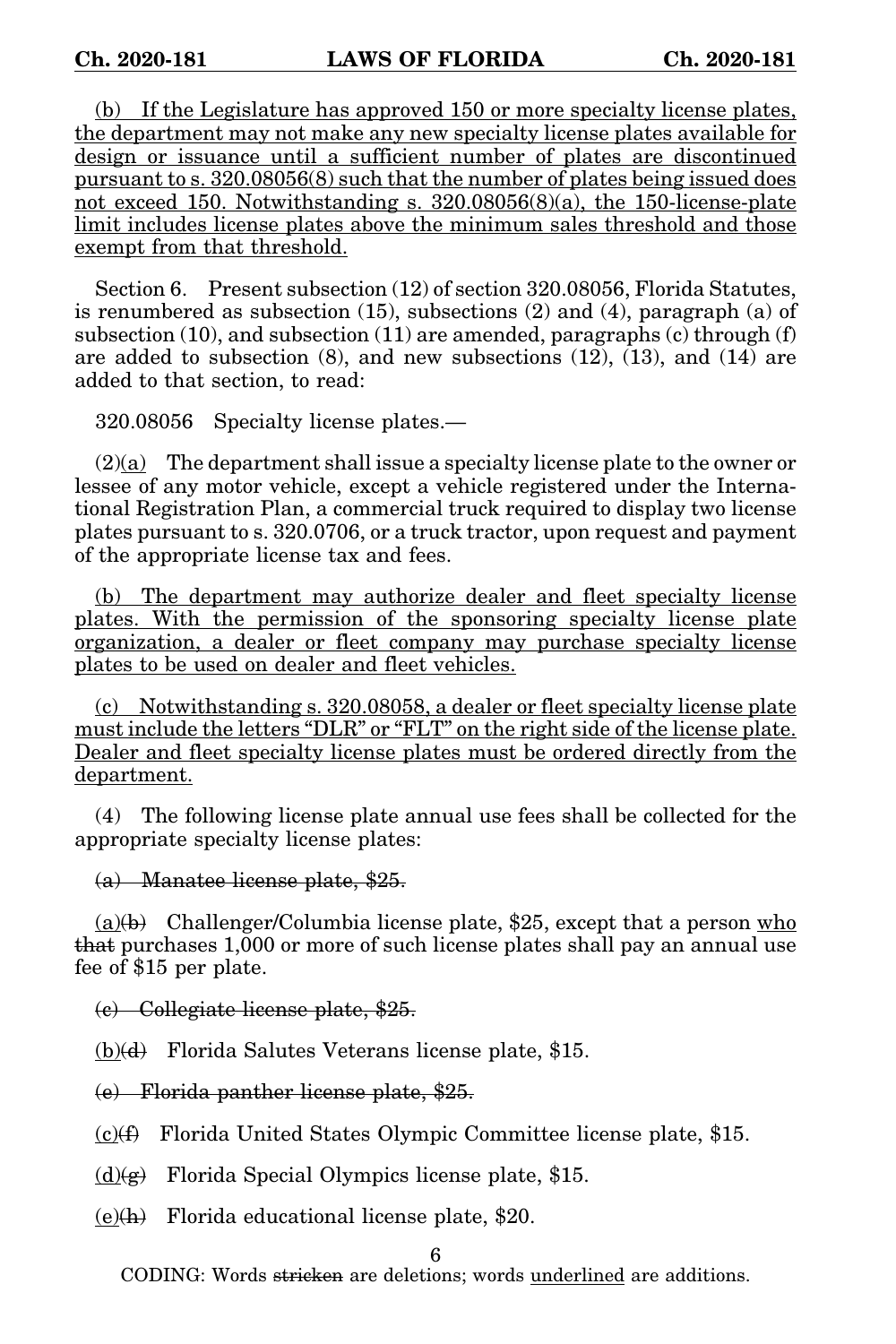(b) If the Legislature has approved 150 or more specialty license plates, the department may not make any new specialty license plates available for design or issuance until a sufficient number of plates are discontinued pursuant to s. 320.08056(8) such that the number of plates being issued does not exceed 150. Notwithstanding s. 320.08056(8)(a), the 150-license-plate limit includes license plates above the minimum sales threshold and those exempt from that threshold.

Section 6. Present subsection (12) of section 320.08056, Florida Statutes, is renumbered as subsection (15), subsections (2) and (4), paragraph (a) of subsection (10), and subsection (11) are amended, paragraphs (c) through (f) are added to subsection (8), and new subsections (12), (13), and (14) are added to that section, to read:

320.08056 Specialty license plates.—

(2)(a) The department shall issue a specialty license plate to the owner or lessee of any motor vehicle, except a vehicle registered under the International Registration Plan, a commercial truck required to display two license plates pursuant to s. 320.0706, or a truck tractor, upon request and payment of the appropriate license tax and fees.

(b) The department may authorize dealer and fleet specialty license plates. With the permission of the sponsoring specialty license plate organization, a dealer or fleet company may purchase specialty license plates to be used on dealer and fleet vehicles.

(c) Notwithstanding s. 320.08058, a dealer or fleet specialty license plate must include the letters "DLR" or "FLT" on the right side of the license plate. Dealer and fleet specialty license plates must be ordered directly from the department.

(4) The following license plate annual use fees shall be collected for the appropriate specialty license plates:

~~(a) Manatee license plate, $25.~~

(a)~~(b)~~ Challenger/Columbia license plate, $25, except that a person who ~~that~~ purchases 1,000 or more of such license plates shall pay an annual use fee of $15 per plate.

~~(c) Collegiate license plate, $25.~~

(b)~~(d)~~ Florida Salutes Veterans license plate, $15.

~~(e) Florida panther license plate, $25.~~

(c)~~(f)~~ Florida United States Olympic Committee license plate, $15.

(d)~~(g)~~ Florida Special Olympics license plate, $15.

(e)~~(h)~~ Florida educational license plate, $20.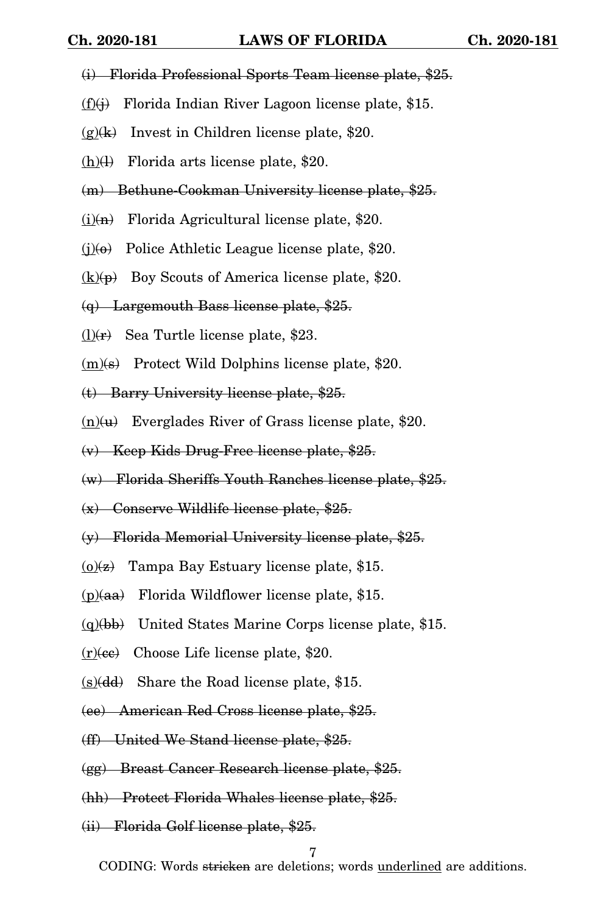~~(i) Florida Professional Sports Team license plate, $25.~~

<u>(f)</u>~~(j)~~ Florida Indian River Lagoon license plate, $15.

<u>(g)</u>~~(k)~~ Invest in Children license plate, $20.

<u>(h)</u>~~(l)~~ Florida arts license plate, $20.

~~(m) Bethune-Cookman University license plate, $25.~~

<u>(i)</u>~~(n)~~ Florida Agricultural license plate, $20.

<u>(j)</u>~~(o)~~ Police Athletic League license plate, $20.

<u>(k)</u>~~(p)~~ Boy Scouts of America license plate, $20.

~~(q) Largemouth Bass license plate, $25.~~

<u>(l)</u>~~(r)~~ Sea Turtle license plate, $23.

<u>(m)</u>~~(s)~~ Protect Wild Dolphins license plate, $20.

~~(t) Barry University license plate, $25.~~

<u>(n)</u>~~(u)~~ Everglades River of Grass license plate, $20.

~~(v) Keep Kids Drug-Free license plate, $25.~~

~~(w) Florida Sheriffs Youth Ranches license plate, $25.~~

~~(x) Conserve Wildlife license plate, $25.~~

~~(y) Florida Memorial University license plate, $25.~~

<u>(o)</u>~~(z)~~ Tampa Bay Estuary license plate, $15.

<u>(p)</u>~~(aa)~~ Florida Wildflower license plate, $15.

<u>(q)</u>~~(bb)~~ United States Marine Corps license plate, $15.

<u>(r)</u>~~(cc)~~ Choose Life license plate, $20.

<u>(s)</u>~~(dd)~~ Share the Road license plate, $15.

~~(ee) American Red Cross license plate, $25.~~

~~(ff) United We Stand license plate, $25.~~

~~(gg) Breast Cancer Research license plate, $25.~~

~~(hh) Protect Florida Whales license plate, $25.~~

~~(ii) Florida Golf license plate, $25.~~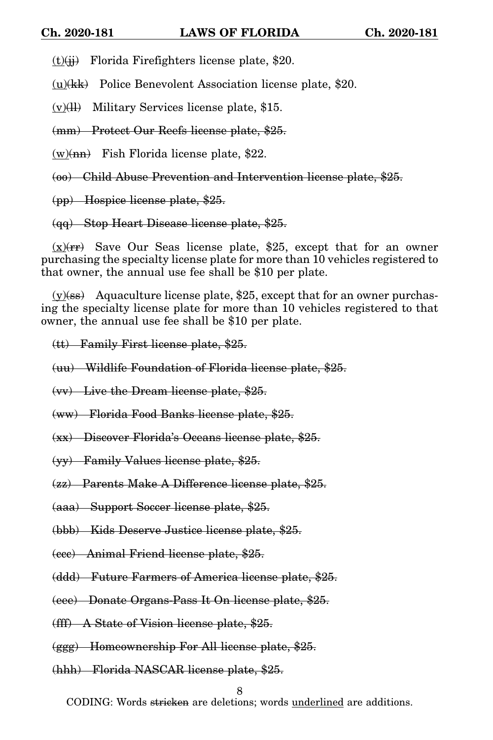<u>(t)</u>~~(jj)~~ Florida Firefighters license plate, $20.

<u>(u)</u>~~(kk)~~ Police Benevolent Association license plate, $20.

<u>(v)</u>~~(ll)~~ Military Services license plate, $15.

~~(mm) Protect Our Reefs license plate, $25.~~

<u>(w)</u>~~(nn)~~ Fish Florida license plate, $22.

~~(oo) Child Abuse Prevention and Intervention license plate, $25.~~

~~(pp) Hospice license plate, $25.~~

~~(qq) Stop Heart Disease license plate, $25.~~

<u>(x)</u>~~(rr)~~ Save Our Seas license plate, $25, except that for an owner purchasing the specialty license plate for more than 10 vehicles registered to that owner, the annual use fee shall be $10 per plate.

<u>(y)</u>~~(ss)~~ Aquaculture license plate, $25, except that for an owner purchasing the specialty license plate for more than 10 vehicles registered to that owner, the annual use fee shall be $10 per plate.

~~(tt) Family First license plate, $25.~~

~~(uu) Wildlife Foundation of Florida license plate, $25.~~

~~(vv) Live the Dream license plate, $25.~~

~~(ww) Florida Food Banks license plate, $25.~~

~~(xx) Discover Florida's Oceans license plate, $25.~~

~~(yy) Family Values license plate, $25.~~

~~(zz) Parents Make A Difference license plate, $25.~~

~~(aaa) Support Soccer license plate, $25.~~

~~(bbb) Kids Deserve Justice license plate, $25.~~

~~(ccc) Animal Friend license plate, $25.~~

~~(ddd) Future Farmers of America license plate, $25.~~

~~(eee) Donate Organs-Pass It On license plate, $25.~~

~~(fff) A State of Vision license plate, $25.~~

~~(ggg) Homeownership For All license plate, $25.~~

~~(hhh) Florida NASCAR license plate, $25.~~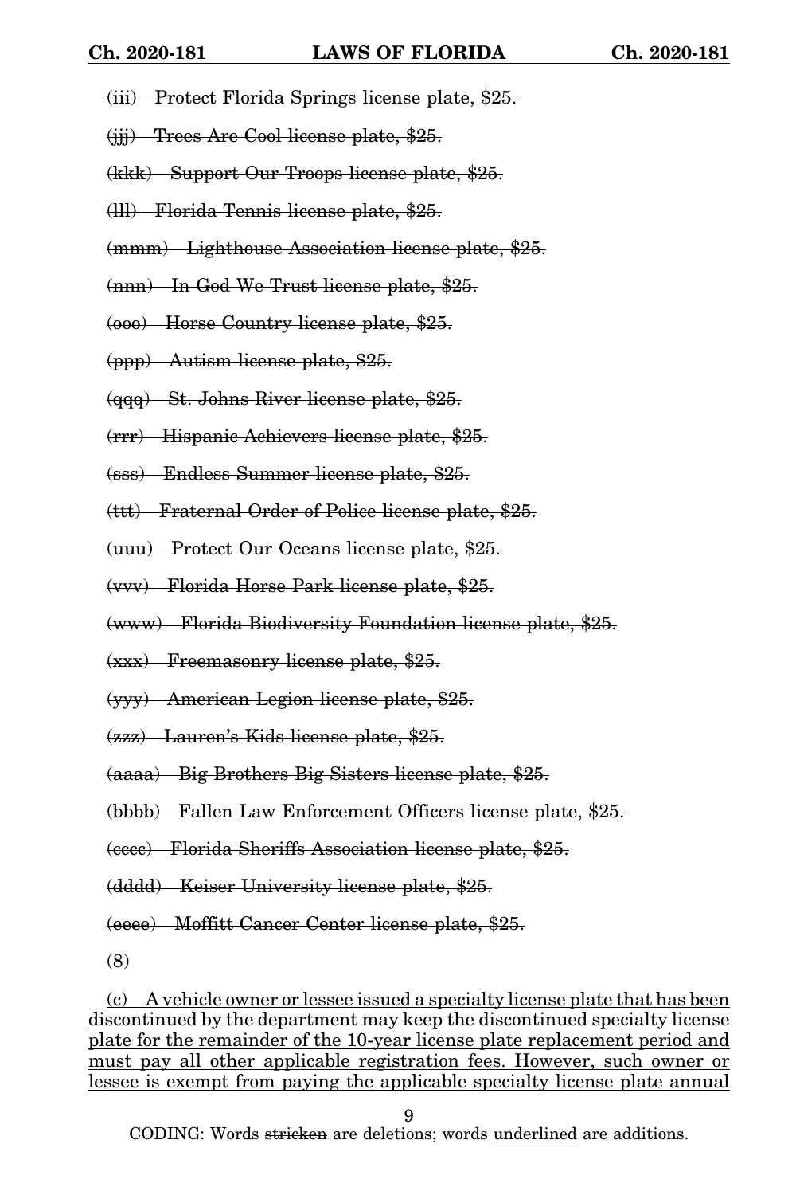~~(iii) Protect Florida Springs license plate, $25.~~

~~(jjj) Trees Are Cool license plate, $25.~~

~~(kkk) Support Our Troops license plate, $25.~~

~~(lll) Florida Tennis license plate, $25.~~

~~(mmm) Lighthouse Association license plate, $25.~~

~~(nnn) In God We Trust license plate, $25.~~

~~(ooo) Horse Country license plate, $25.~~

~~(ppp) Autism license plate, $25.~~

~~(qqq) St. Johns River license plate, $25.~~

~~(rrr) Hispanic Achievers license plate, $25.~~

~~(sss) Endless Summer license plate, $25.~~

~~(ttt) Fraternal Order of Police license plate, $25.~~

~~(uuu) Protect Our Oceans license plate, $25.~~

~~(vvv) Florida Horse Park license plate, $25.~~

~~(www) Florida Biodiversity Foundation license plate, $25.~~

~~(xxx) Freemasonry license plate, $25.~~

~~(yyy) American Legion license plate, $25.~~

~~(zzz) Lauren's Kids license plate, $25.~~

~~(aaaa) Big Brothers Big Sisters license plate, $25.~~

~~(bbbb) Fallen Law Enforcement Officers license plate, $25.~~

~~(cccc) Florida Sheriffs Association license plate, $25.~~

~~(dddd) Keiser University license plate, $25.~~

~~(eeee) Moffitt Cancer Center license plate, $25.~~

(8)

<u>(c) A vehicle owner or lessee issued a specialty license plate that has been discontinued by the department may keep the discontinued specialty license plate for the remainder of the 10-year license plate replacement period and must pay all other applicable registration fees. However, such owner or lessee is exempt from paying the applicable specialty license plate annual</u>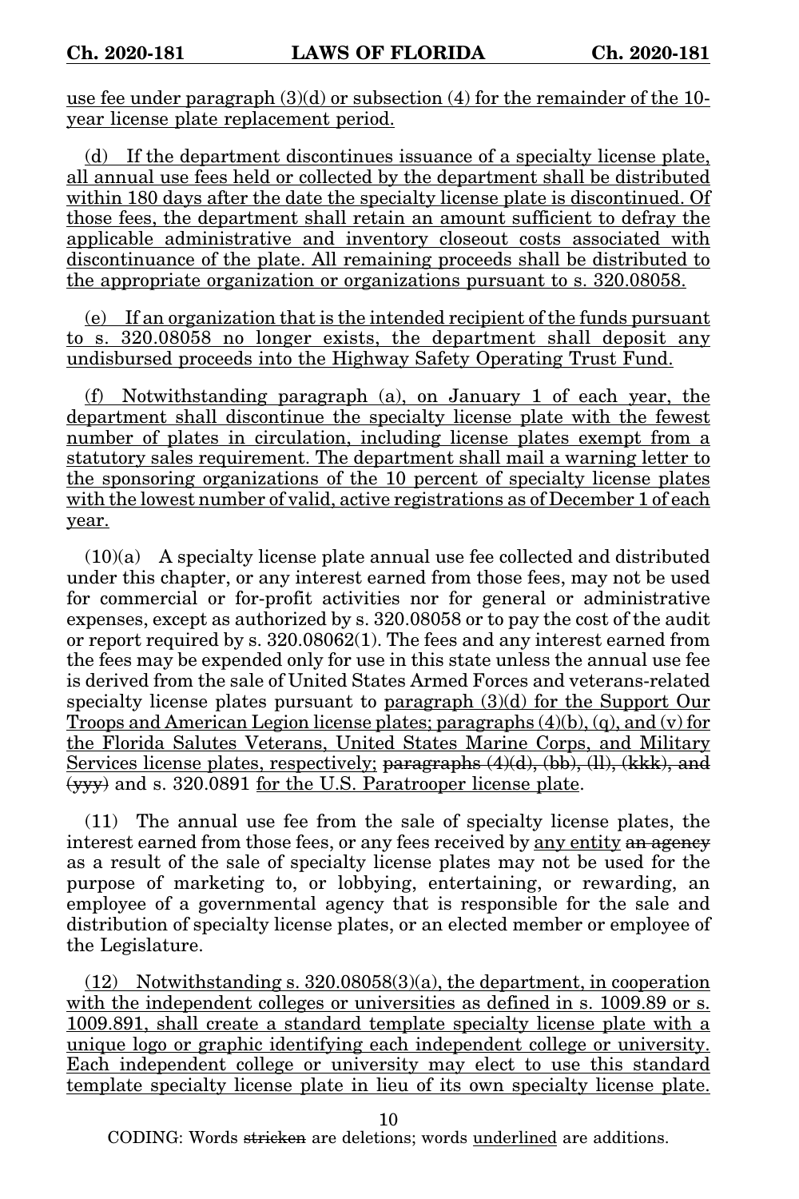use fee under paragraph (3)(d) or subsection (4) for the remainder of the 10-year license plate replacement period.

(d) If the department discontinues issuance of a specialty license plate, all annual use fees held or collected by the department shall be distributed within 180 days after the date the specialty license plate is discontinued. Of those fees, the department shall retain an amount sufficient to defray the applicable administrative and inventory closeout costs associated with discontinuance of the plate. All remaining proceeds shall be distributed to the appropriate organization or organizations pursuant to s. 320.08058.

(e) If an organization that is the intended recipient of the funds pursuant to s. 320.08058 no longer exists, the department shall deposit any undisbursed proceeds into the Highway Safety Operating Trust Fund.

(f) Notwithstanding paragraph (a), on January 1 of each year, the department shall discontinue the specialty license plate with the fewest number of plates in circulation, including license plates exempt from a statutory sales requirement. The department shall mail a warning letter to the sponsoring organizations of the 10 percent of specialty license plates with the lowest number of valid, active registrations as of December 1 of each year.

(10)(a) A specialty license plate annual use fee collected and distributed under this chapter, or any interest earned from those fees, may not be used for commercial or for-profit activities nor for general or administrative expenses, except as authorized by s. 320.08058 or to pay the cost of the audit or report required by s. 320.08062(1). The fees and any interest earned from the fees may be expended only for use in this state unless the annual use fee is derived from the sale of United States Armed Forces and veterans-related specialty license plates pursuant to paragraph (3)(d) for the Support Our Troops and American Legion license plates; paragraphs (4)(b), (q), and (v) for the Florida Salutes Veterans, United States Marine Corps, and Military Services license plates, respectively; ~~paragraphs (4)(d), (bb), (ll), (kkk), and (yyy)~~ and s. 320.0891 for the U.S. Paratrooper license plate.

(11) The annual use fee from the sale of specialty license plates, the interest earned from those fees, or any fees received by any entity ~~an agency~~ as a result of the sale of specialty license plates may not be used for the purpose of marketing to, or lobbying, entertaining, or rewarding, an employee of a governmental agency that is responsible for the sale and distribution of specialty license plates, or an elected member or employee of the Legislature.

(12) Notwithstanding s. 320.08058(3)(a), the department, in cooperation with the independent colleges or universities as defined in s. 1009.89 or s. 1009.891, shall create a standard template specialty license plate with a unique logo or graphic identifying each independent college or university. Each independent college or university may elect to use this standard template specialty license plate in lieu of its own specialty license plate.

CODING: Words ~~stricken~~ are deletions; words underlined are additions.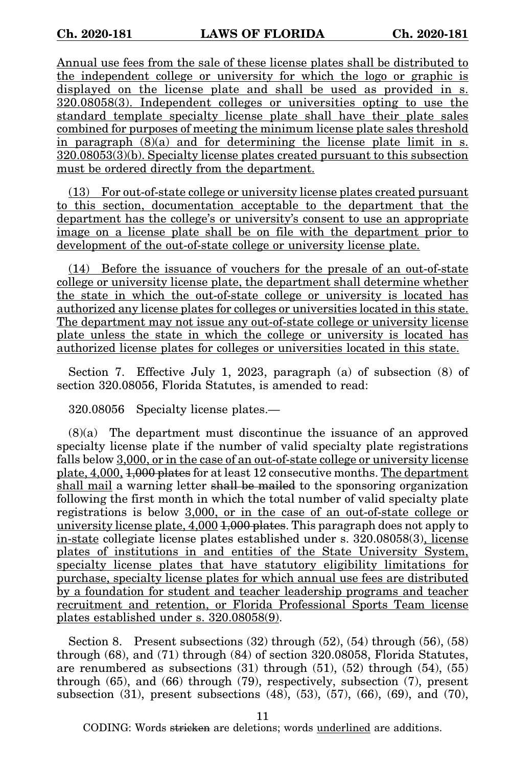Annual use fees from the sale of these license plates shall be distributed to the independent college or university for which the logo or graphic is displayed on the license plate and shall be used as provided in s. 320.08058(3). Independent colleges or universities opting to use the standard template specialty license plate shall have their plate sales combined for purposes of meeting the minimum license plate sales threshold in paragraph (8)(a) and for determining the license plate limit in s. 320.08053(3)(b). Specialty license plates created pursuant to this subsection must be ordered directly from the department.

(13) For out-of-state college or university license plates created pursuant to this section, documentation acceptable to the department that the department has the college's or university's consent to use an appropriate image on a license plate shall be on file with the department prior to development of the out-of-state college or university license plate.

(14) Before the issuance of vouchers for the presale of an out-of-state college or university license plate, the department shall determine whether the state in which the out-of-state college or university is located has authorized any license plates for colleges or universities located in this state. The department may not issue any out-of-state college or university license plate unless the state in which the college or university is located has authorized license plates for colleges or universities located in this state.

Section 7. Effective July 1, 2023, paragraph (a) of subsection (8) of section 320.08056, Florida Statutes, is amended to read:

320.08056 Specialty license plates.—

(8)(a) The department must discontinue the issuance of an approved specialty license plate if the number of valid specialty plate registrations falls below 3,000, or in the case of an out-of-state college or university license plate, 4,000, ~~1,000 plates~~ for at least 12 consecutive months. The department shall mail a warning letter ~~shall be mailed~~ to the sponsoring organization following the first month in which the total number of valid specialty plate registrations is below 3,000, or in the case of an out-of-state college or university license plate, 4,000 ~~1,000 plates~~. This paragraph does not apply to in-state collegiate license plates established under s. 320.08058(3), license plates of institutions in and entities of the State University System, specialty license plates that have statutory eligibility limitations for purchase, specialty license plates for which annual use fees are distributed by a foundation for student and teacher leadership programs and teacher recruitment and retention, or Florida Professional Sports Team license plates established under s. 320.08058(9).

Section 8. Present subsections (32) through (52), (54) through (56), (58) through (68), and (71) through (84) of section 320.08058, Florida Statutes, are renumbered as subsections (31) through (51), (52) through (54), (55) through (65), and (66) through (79), respectively, subsection (7), present subsection (31), present subsections (48), (53), (57), (66), (69), and (70),

CODING: Words ~~stricken~~ are deletions; words underlined are additions.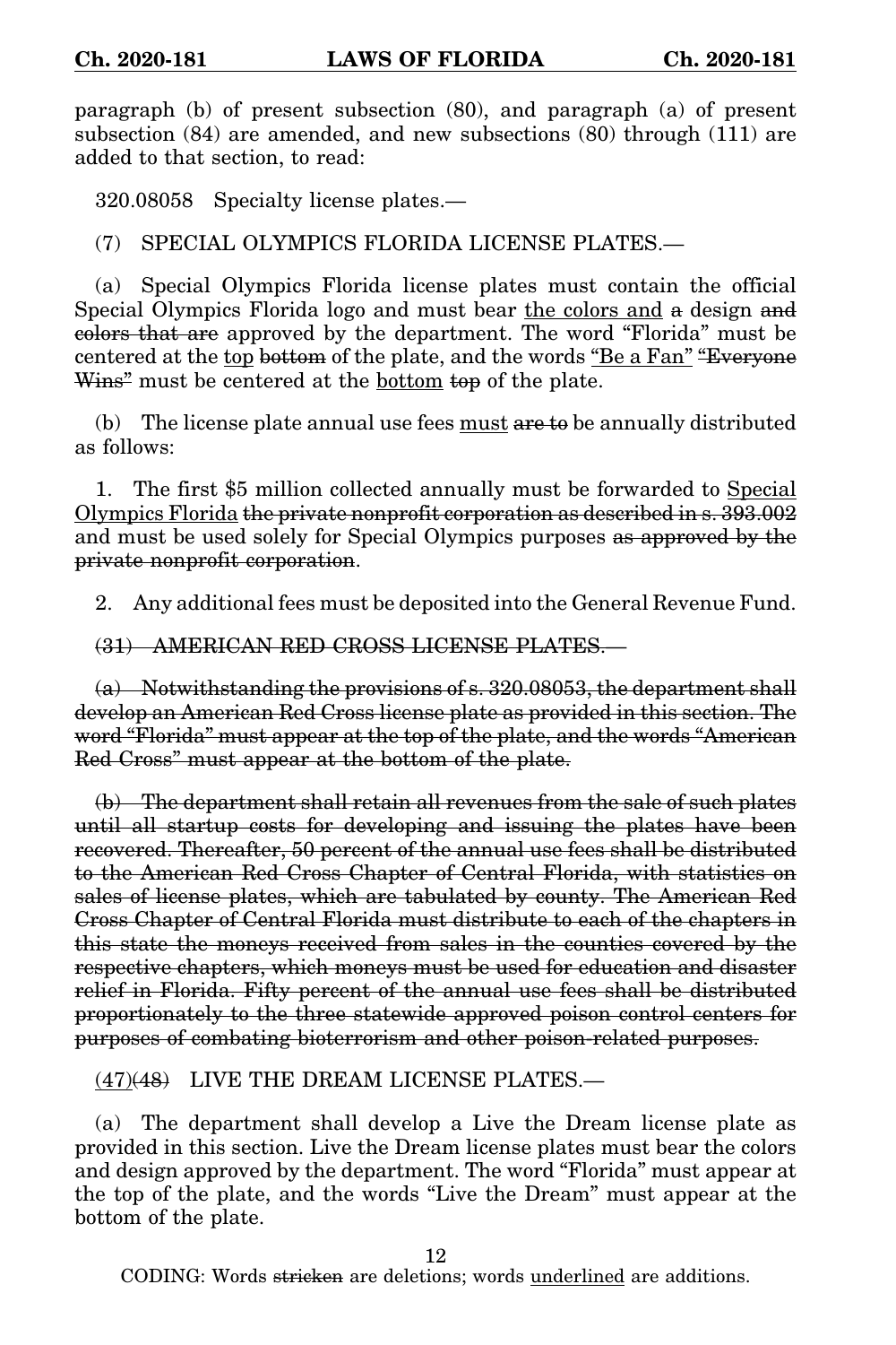paragraph (b) of present subsection (80), and paragraph (a) of present subsection (84) are amended, and new subsections (80) through (111) are added to that section, to read:

320.08058 Specialty license plates.—

(7) SPECIAL OLYMPICS FLORIDA LICENSE PLATES.—

(a) Special Olympics Florida license plates must contain the official Special Olympics Florida logo and must bear <u>the colors and</u> ~~a~~ design ~~and colors that are~~ approved by the department. The word "Florida" must be centered at the <u>top</u> ~~bottom~~ of the plate, and the words <u>"Be a Fan"</u> ~~"Everyone Wins"~~ must be centered at the <u>bottom</u> ~~top~~ of the plate.

(b) The license plate annual use fees <u>must</u> ~~are to~~ be annually distributed as follows:

1. The first $5 million collected annually must be forwarded to <u>Special Olympics Florida</u> ~~the private nonprofit corporation as described in s. 393.002~~ and must be used solely for Special Olympics purposes ~~as approved by the private nonprofit corporation~~.

2. Any additional fees must be deposited into the General Revenue Fund.

~~(31) AMERICAN RED CROSS LICENSE PLATES.—~~

~~(a) Notwithstanding the provisions of s. 320.08053, the department shall develop an American Red Cross license plate as provided in this section. The word "Florida" must appear at the top of the plate, and the words "American Red Cross" must appear at the bottom of the plate.~~

~~(b) The department shall retain all revenues from the sale of such plates until all startup costs for developing and issuing the plates have been recovered. Thereafter, 50 percent of the annual use fees shall be distributed to the American Red Cross Chapter of Central Florida, with statistics on sales of license plates, which are tabulated by county. The American Red Cross Chapter of Central Florida must distribute to each of the chapters in this state the moneys received from sales in the counties covered by the respective chapters, which moneys must be used for education and disaster relief in Florida. Fifty percent of the annual use fees shall be distributed proportionately to the three statewide approved poison control centers for purposes of combating bioterrorism and other poison-related purposes.~~

<u>(47)</u>~~(48)~~ LIVE THE DREAM LICENSE PLATES.—

(a) The department shall develop a Live the Dream license plate as provided in this section. Live the Dream license plates must bear the colors and design approved by the department. The word "Florida" must appear at the top of the plate, and the words "Live the Dream" must appear at the bottom of the plate.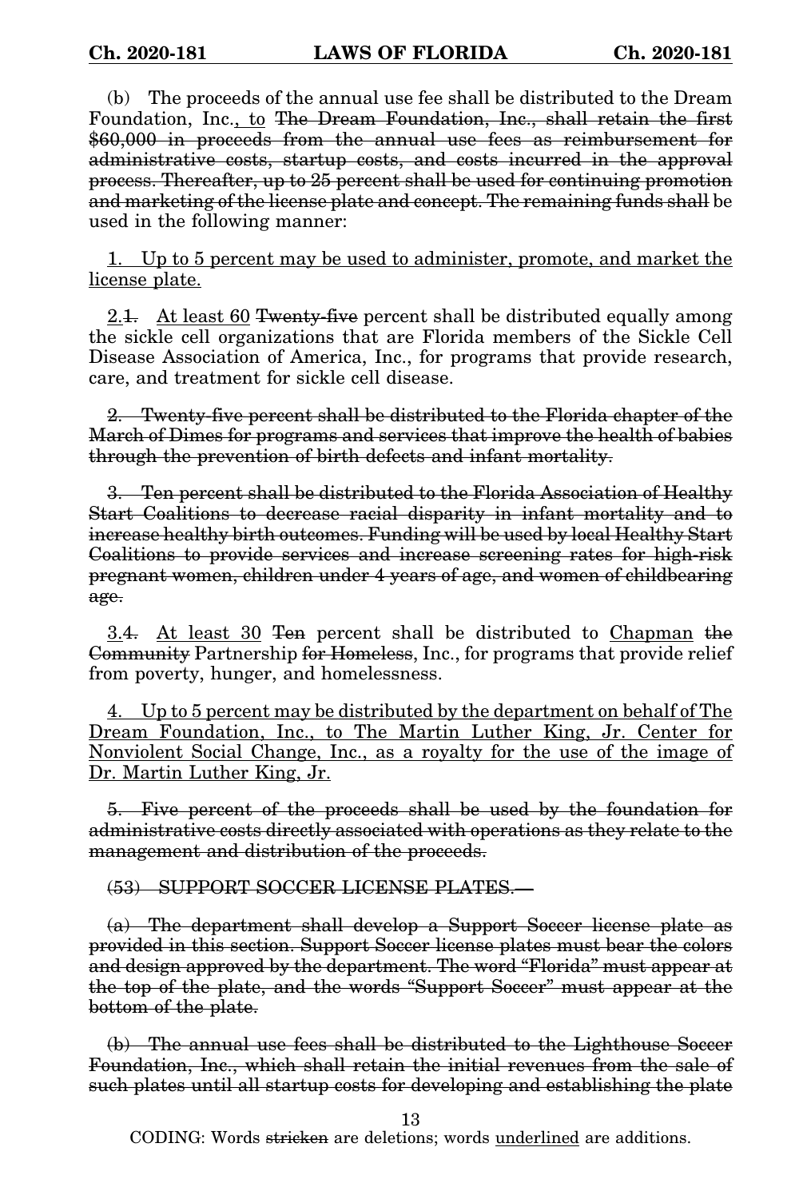(b) The proceeds of the annual use fee shall be distributed to the Dream Foundation, Inc.<u>, to</u> ~~The Dream Foundation, Inc., shall retain the first $60,000 in proceeds from the annual use fees as reimbursement for administrative costs, startup costs, and costs incurred in the approval process. Thereafter, up to 25 percent shall be used for continuing promotion and marketing of the license plate and concept. The remaining funds shall~~ be used in the following manner:

<u>1. Up to 5 percent may be used to administer, promote, and market the license plate.</u>

<u>2.</u>~~1.~~ <u>At least 60</u> ~~Twenty-five~~ percent shall be distributed equally among the sickle cell organizations that are Florida members of the Sickle Cell Disease Association of America, Inc., for programs that provide research, care, and treatment for sickle cell disease.

~~2. Twenty-five percent shall be distributed to the Florida chapter of the March of Dimes for programs and services that improve the health of babies through the prevention of birth defects and infant mortality.~~

~~3. Ten percent shall be distributed to the Florida Association of Healthy Start Coalitions to decrease racial disparity in infant mortality and to increase healthy birth outcomes. Funding will be used by local Healthy Start Coalitions to provide services and increase screening rates for high-risk pregnant women, children under 4 years of age, and women of childbearing age.~~

<u>3.</u>~~4.~~ <u>At least 30</u> ~~Ten~~ percent shall be distributed to <u>Chapman</u> ~~the Community~~ Partnership ~~for Homeless~~, Inc., for programs that provide relief from poverty, hunger, and homelessness.

<u>4. Up to 5 percent may be distributed by the department on behalf of The Dream Foundation, Inc., to The Martin Luther King, Jr. Center for Nonviolent Social Change, Inc., as a royalty for the use of the image of Dr. Martin Luther King, Jr.</u>

~~5. Five percent of the proceeds shall be used by the foundation for administrative costs directly associated with operations as they relate to the management and distribution of the proceeds.~~

~~(53) SUPPORT SOCCER LICENSE PLATES.—~~

~~(a) The department shall develop a Support Soccer license plate as provided in this section. Support Soccer license plates must bear the colors and design approved by the department. The word "Florida" must appear at the top of the plate, and the words "Support Soccer" must appear at the bottom of the plate.~~

~~(b) The annual use fees shall be distributed to the Lighthouse Soccer Foundation, Inc., which shall retain the initial revenues from the sale of such plates until all startup costs for developing and establishing the plate~~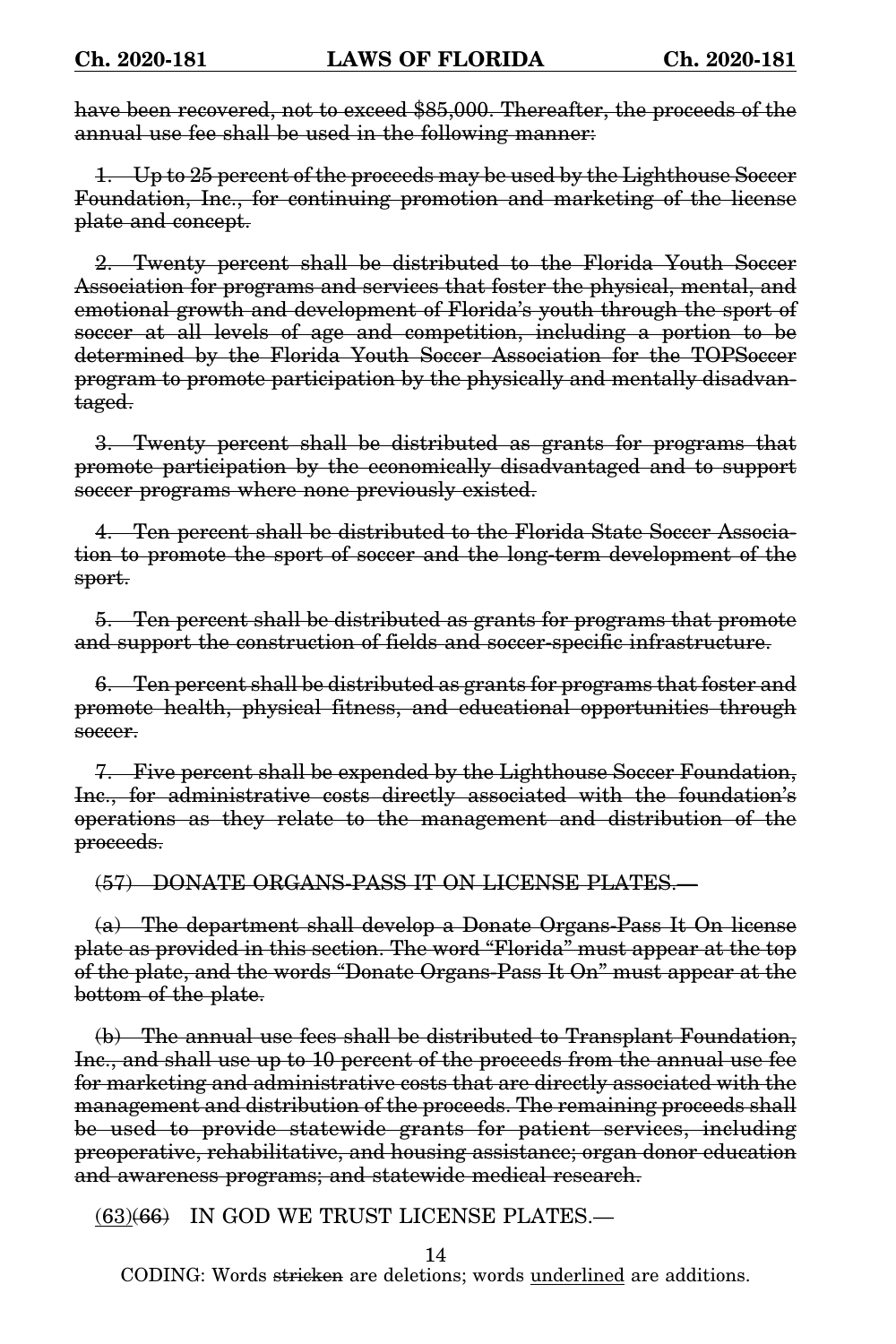~~have been recovered, not to exceed $85,000. Thereafter, the proceeds of the annual use fee shall be used in the following manner:~~

~~1. Up to 25 percent of the proceeds may be used by the Lighthouse Soccer Foundation, Inc., for continuing promotion and marketing of the license plate and concept.~~

~~2. Twenty percent shall be distributed to the Florida Youth Soccer Association for programs and services that foster the physical, mental, and emotional growth and development of Florida's youth through the sport of soccer at all levels of age and competition, including a portion to be determined by the Florida Youth Soccer Association for the TOPSoccer program to promote participation by the physically and mentally disadvantaged.~~

~~3. Twenty percent shall be distributed as grants for programs that promote participation by the economically disadvantaged and to support soccer programs where none previously existed.~~

~~4. Ten percent shall be distributed to the Florida State Soccer Association to promote the sport of soccer and the long-term development of the sport.~~

~~5. Ten percent shall be distributed as grants for programs that promote and support the construction of fields and soccer-specific infrastructure.~~

~~6. Ten percent shall be distributed as grants for programs that foster and promote health, physical fitness, and educational opportunities through soccer.~~

~~7. Five percent shall be expended by the Lighthouse Soccer Foundation, Inc., for administrative costs directly associated with the foundation's operations as they relate to the management and distribution of the proceeds.~~

~~(57) DONATE ORGANS-PASS IT ON LICENSE PLATES.—~~

~~(a) The department shall develop a Donate Organs-Pass It On license plate as provided in this section. The word "Florida" must appear at the top of the plate, and the words "Donate Organs-Pass It On" must appear at the bottom of the plate.~~

~~(b) The annual use fees shall be distributed to Transplant Foundation, Inc., and shall use up to 10 percent of the proceeds from the annual use fee for marketing and administrative costs that are directly associated with the management and distribution of the proceeds. The remaining proceeds shall be used to provide statewide grants for patient services, including preoperative, rehabilitative, and housing assistance; organ donor education and awareness programs; and statewide medical research.~~

<u>(63)</u>~~(66)~~ IN GOD WE TRUST LICENSE PLATES.—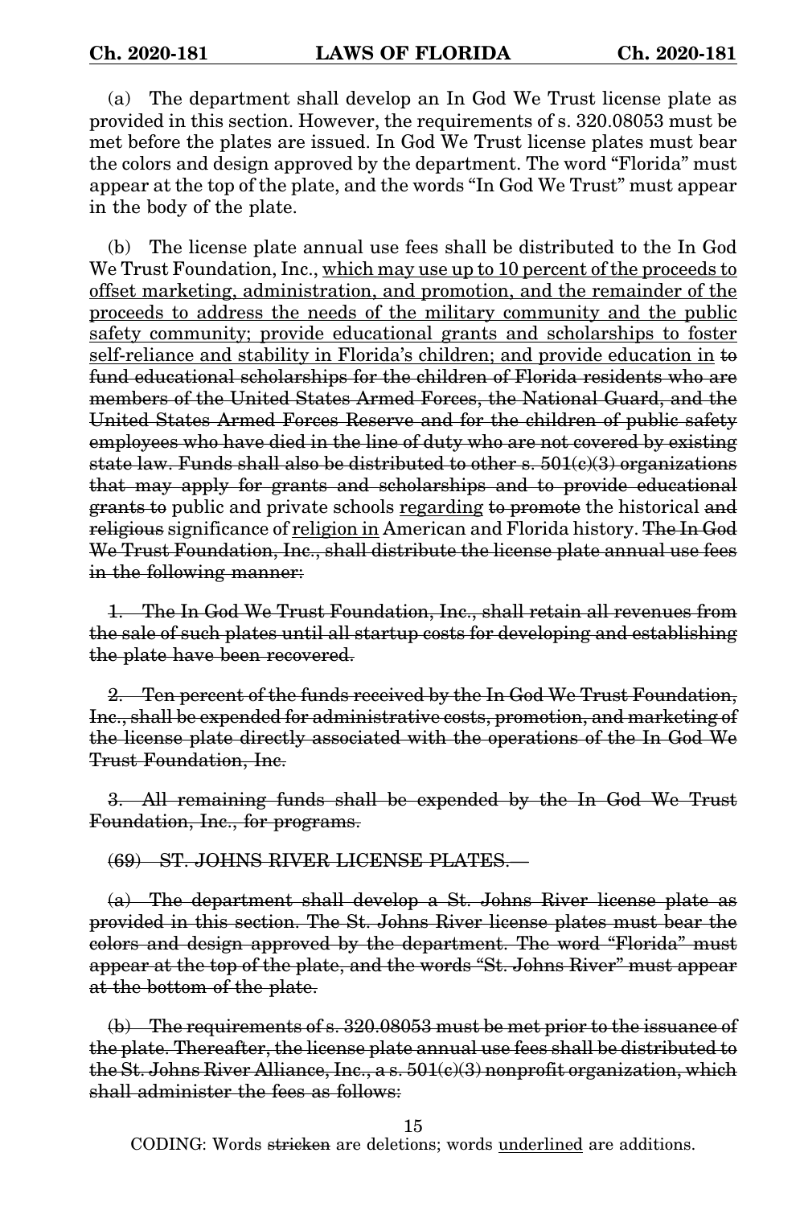(a) The department shall develop an In God We Trust license plate as provided in this section. However, the requirements of s. 320.08053 must be met before the plates are issued. In God We Trust license plates must bear the colors and design approved by the department. The word "Florida" must appear at the top of the plate, and the words "In God We Trust" must appear in the body of the plate.

(b) The license plate annual use fees shall be distributed to the In God We Trust Foundation, Inc., <u>which may use up to 10 percent of the proceeds to offset marketing, administration, and promotion, and the remainder of the proceeds to address the needs of the military community and the public safety community; provide educational grants and scholarships to foster self-reliance and stability in Florida's children; and provide education in</u> ~~to fund educational scholarships for the children of Florida residents who are members of the United States Armed Forces, the National Guard, and the United States Armed Forces Reserve and for the children of public safety employees who have died in the line of duty who are not covered by existing state law. Funds shall also be distributed to other s. 501(c)(3) organizations that may apply for grants and scholarships and to provide educational grants to~~ public and private schools <u>regarding</u> ~~to promote~~ the historical ~~and religious~~ significance of <u>religion in</u> American and Florida history. ~~The In God We Trust Foundation, Inc., shall distribute the license plate annual use fees in the following manner:~~

~~1. The In God We Trust Foundation, Inc., shall retain all revenues from the sale of such plates until all startup costs for developing and establishing the plate have been recovered.~~

~~2. Ten percent of the funds received by the In God We Trust Foundation, Inc., shall be expended for administrative costs, promotion, and marketing of the license plate directly associated with the operations of the In God We Trust Foundation, Inc.~~

~~3. All remaining funds shall be expended by the In God We Trust Foundation, Inc., for programs.~~

~~(69) ST. JOHNS RIVER LICENSE PLATES.—~~

~~(a) The department shall develop a St. Johns River license plate as provided in this section. The St. Johns River license plates must bear the colors and design approved by the department. The word "Florida" must appear at the top of the plate, and the words "St. Johns River" must appear at the bottom of the plate.~~

~~(b) The requirements of s. 320.08053 must be met prior to the issuance of the plate. Thereafter, the license plate annual use fees shall be distributed to the St. Johns River Alliance, Inc., a s. 501(c)(3) nonprofit organization, which shall administer the fees as follows:~~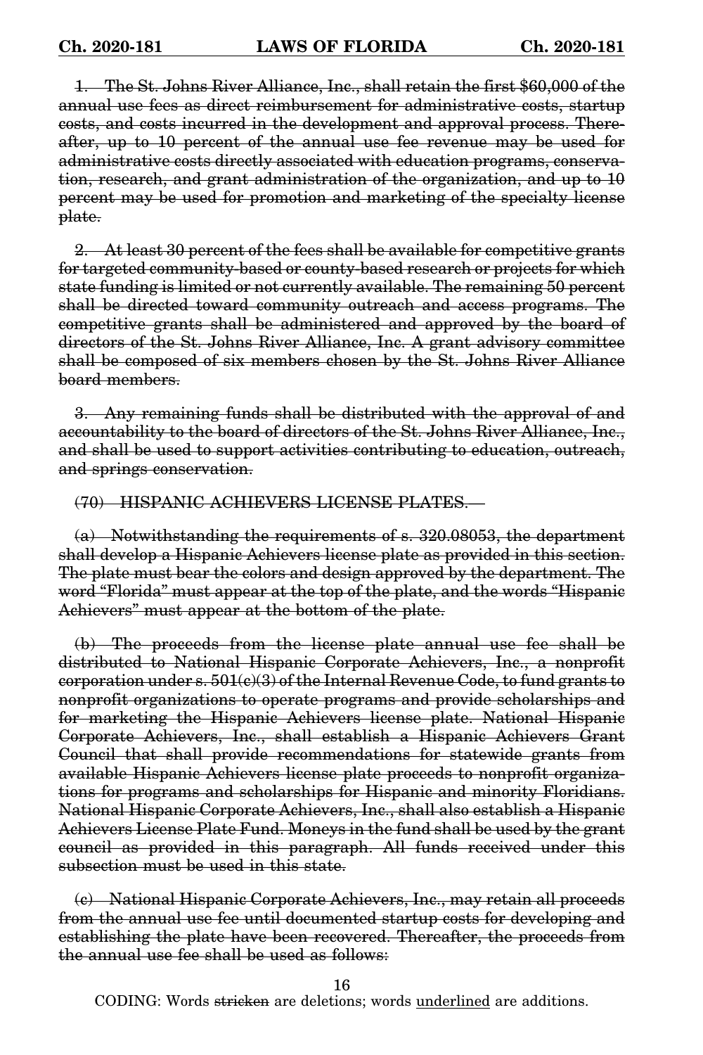~~1. The St. Johns River Alliance, Inc., shall retain the first $60,000 of the annual use fees as direct reimbursement for administrative costs, startup costs, and costs incurred in the development and approval process. Thereafter, up to 10 percent of the annual use fee revenue may be used for administrative costs directly associated with education programs, conservation, research, and grant administration of the organization, and up to 10 percent may be used for promotion and marketing of the specialty license plate.~~

~~2. At least 30 percent of the fees shall be available for competitive grants for targeted community-based or county-based research or projects for which state funding is limited or not currently available. The remaining 50 percent shall be directed toward community outreach and access programs. The competitive grants shall be administered and approved by the board of directors of the St. Johns River Alliance, Inc. A grant advisory committee shall be composed of six members chosen by the St. Johns River Alliance board members.~~

~~3. Any remaining funds shall be distributed with the approval of and accountability to the board of directors of the St. Johns River Alliance, Inc., and shall be used to support activities contributing to education, outreach, and springs conservation.~~

~~(70) HISPANIC ACHIEVERS LICENSE PLATES.—~~

~~(a) Notwithstanding the requirements of s. 320.08053, the department shall develop a Hispanic Achievers license plate as provided in this section. The plate must bear the colors and design approved by the department. The word "Florida" must appear at the top of the plate, and the words "Hispanic Achievers" must appear at the bottom of the plate.~~

~~(b) The proceeds from the license plate annual use fee shall be distributed to National Hispanic Corporate Achievers, Inc., a nonprofit corporation under s. 501(c)(3) of the Internal Revenue Code, to fund grants to nonprofit organizations to operate programs and provide scholarships and for marketing the Hispanic Achievers license plate. National Hispanic Corporate Achievers, Inc., shall establish a Hispanic Achievers Grant Council that shall provide recommendations for statewide grants from available Hispanic Achievers license plate proceeds to nonprofit organizations for programs and scholarships for Hispanic and minority Floridians. National Hispanic Corporate Achievers, Inc., shall also establish a Hispanic Achievers License Plate Fund. Moneys in the fund shall be used by the grant council as provided in this paragraph. All funds received under this subsection must be used in this state.~~

~~(c) National Hispanic Corporate Achievers, Inc., may retain all proceeds from the annual use fee until documented startup costs for developing and establishing the plate have been recovered. Thereafter, the proceeds from the annual use fee shall be used as follows:~~

CODING: Words ~~stricken~~ are deletions; words <u>underlined</u> are additions.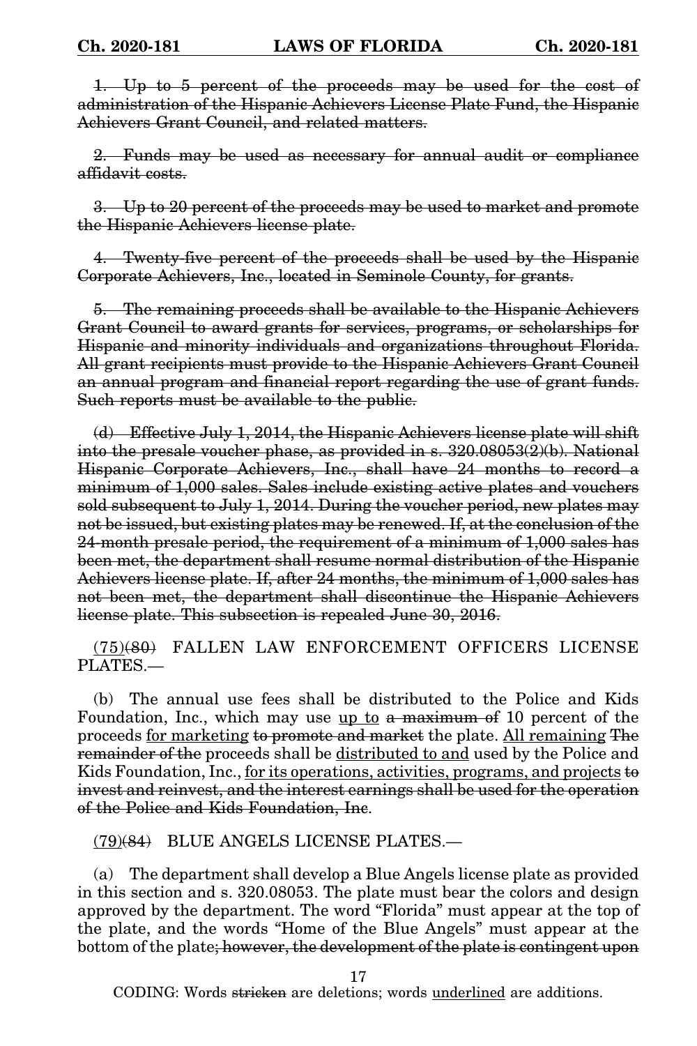~~1. Up to 5 percent of the proceeds may be used for the cost of administration of the Hispanic Achievers License Plate Fund, the Hispanic Achievers Grant Council, and related matters.~~

~~2. Funds may be used as necessary for annual audit or compliance affidavit costs.~~

~~3. Up to 20 percent of the proceeds may be used to market and promote the Hispanic Achievers license plate.~~

~~4. Twenty-five percent of the proceeds shall be used by the Hispanic Corporate Achievers, Inc., located in Seminole County, for grants.~~

~~5. The remaining proceeds shall be available to the Hispanic Achievers Grant Council to award grants for services, programs, or scholarships for Hispanic and minority individuals and organizations throughout Florida. All grant recipients must provide to the Hispanic Achievers Grant Council an annual program and financial report regarding the use of grant funds. Such reports must be available to the public.~~

~~(d) Effective July 1, 2014, the Hispanic Achievers license plate will shift into the presale voucher phase, as provided in s. 320.08053(2)(b). National Hispanic Corporate Achievers, Inc., shall have 24 months to record a minimum of 1,000 sales. Sales include existing active plates and vouchers sold subsequent to July 1, 2014. During the voucher period, new plates may not be issued, but existing plates may be renewed. If, at the conclusion of the 24-month presale period, the requirement of a minimum of 1,000 sales has been met, the department shall resume normal distribution of the Hispanic Achievers license plate. If, after 24 months, the minimum of 1,000 sales has not been met, the department shall discontinue the Hispanic Achievers license plate. This subsection is repealed June 30, 2016.~~

<u>(75)</u>~~(80)~~ FALLEN LAW ENFORCEMENT OFFICERS LICENSE PLATES.—

(b) The annual use fees shall be distributed to the Police and Kids Foundation, Inc., which may use <u>up to</u> ~~a maximum of~~ 10 percent of the proceeds <u>for marketing</u> ~~to promote and market~~ the plate. <u>All remaining</u> ~~The remainder of the~~ proceeds shall be <u>distributed to and</u> used by the Police and Kids Foundation, Inc., <u>for its operations, activities, programs, and projects</u> ~~to invest and reinvest, and the interest earnings shall be used for the operation of the Police and Kids Foundation, Inc~~.

<u>(79)</u>~~(84)~~ BLUE ANGELS LICENSE PLATES.—

(a) The department shall develop a Blue Angels license plate as provided in this section and s. 320.08053. The plate must bear the colors and design approved by the department. The word "Florida" must appear at the top of the plate, and the words "Home of the Blue Angels" must appear at the bottom of the plate~~; however, the development of the plate is contingent upon~~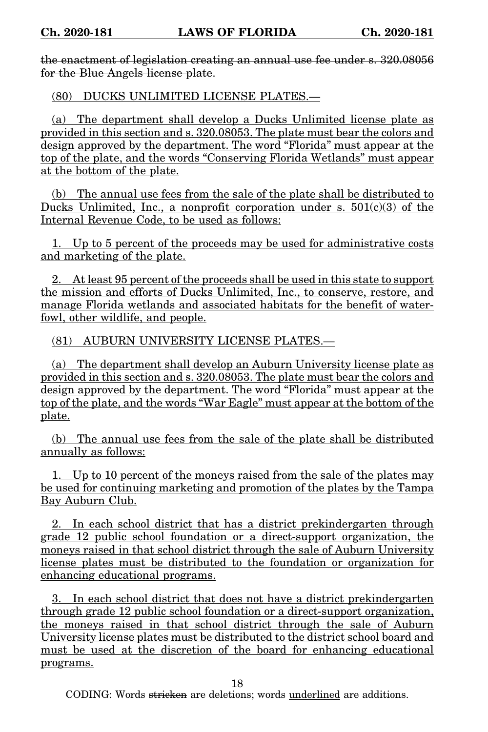~~the enactment of legislation creating an annual use fee under s. 320.08056 for the Blue Angels license plate~~.

<u>(80) DUCKS UNLIMITED LICENSE PLATES.—</u>

<u>(a) The department shall develop a Ducks Unlimited license plate as provided in this section and s. 320.08053. The plate must bear the colors and design approved by the department. The word "Florida" must appear at the top of the plate, and the words "Conserving Florida Wetlands" must appear at the bottom of the plate.</u>

<u>(b) The annual use fees from the sale of the plate shall be distributed to Ducks Unlimited, Inc., a nonprofit corporation under s. 501(c)(3) of the Internal Revenue Code, to be used as follows:</u>

<u>1. Up to 5 percent of the proceeds may be used for administrative costs and marketing of the plate.</u>

<u>2. At least 95 percent of the proceeds shall be used in this state to support the mission and efforts of Ducks Unlimited, Inc., to conserve, restore, and manage Florida wetlands and associated habitats for the benefit of waterfowl, other wildlife, and people.</u>

<u>(81) AUBURN UNIVERSITY LICENSE PLATES.—</u>

<u>(a) The department shall develop an Auburn University license plate as provided in this section and s. 320.08053. The plate must bear the colors and design approved by the department. The word "Florida" must appear at the top of the plate, and the words "War Eagle" must appear at the bottom of the plate.</u>

<u>(b) The annual use fees from the sale of the plate shall be distributed annually as follows:</u>

<u>1. Up to 10 percent of the moneys raised from the sale of the plates may be used for continuing marketing and promotion of the plates by the Tampa Bay Auburn Club.</u>

<u>2. In each school district that has a district prekindergarten through grade 12 public school foundation or a direct-support organization, the moneys raised in that school district through the sale of Auburn University license plates must be distributed to the foundation or organization for enhancing educational programs.</u>

<u>3. In each school district that does not have a district prekindergarten through grade 12 public school foundation or a direct-support organization, the moneys raised in that school district through the sale of Auburn University license plates must be distributed to the district school board and must be used at the discretion of the board for enhancing educational programs.</u>

CODING: Words ~~stricken~~ are deletions; words <u>underlined</u> are additions.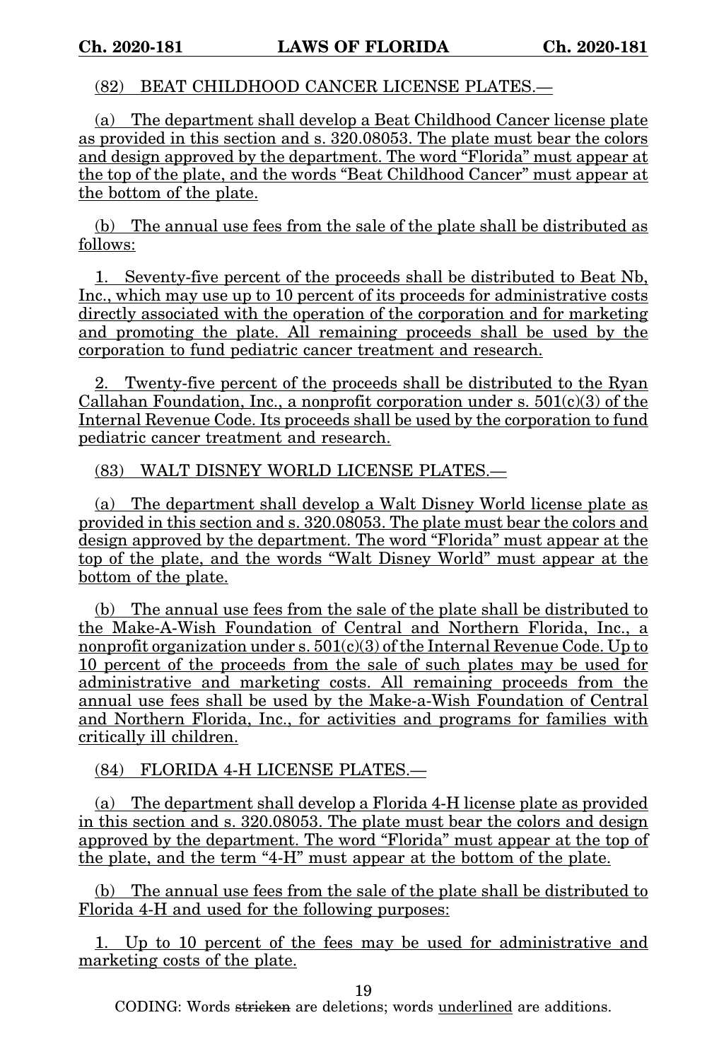(82) BEAT CHILDHOOD CANCER LICENSE PLATES.—

(a) The department shall develop a Beat Childhood Cancer license plate as provided in this section and s. 320.08053. The plate must bear the colors and design approved by the department. The word "Florida" must appear at the top of the plate, and the words "Beat Childhood Cancer" must appear at the bottom of the plate.

(b) The annual use fees from the sale of the plate shall be distributed as follows:

1. Seventy-five percent of the proceeds shall be distributed to Beat Nb, Inc., which may use up to 10 percent of its proceeds for administrative costs directly associated with the operation of the corporation and for marketing and promoting the plate. All remaining proceeds shall be used by the corporation to fund pediatric cancer treatment and research.

2. Twenty-five percent of the proceeds shall be distributed to the Ryan Callahan Foundation, Inc., a nonprofit corporation under s. 501(c)(3) of the Internal Revenue Code. Its proceeds shall be used by the corporation to fund pediatric cancer treatment and research.

(83) WALT DISNEY WORLD LICENSE PLATES.—

(a) The department shall develop a Walt Disney World license plate as provided in this section and s. 320.08053. The plate must bear the colors and design approved by the department. The word "Florida" must appear at the top of the plate, and the words "Walt Disney World" must appear at the bottom of the plate.

(b) The annual use fees from the sale of the plate shall be distributed to the Make-A-Wish Foundation of Central and Northern Florida, Inc., a nonprofit organization under s. 501(c)(3) of the Internal Revenue Code. Up to 10 percent of the proceeds from the sale of such plates may be used for administrative and marketing costs. All remaining proceeds from the annual use fees shall be used by the Make-a-Wish Foundation of Central and Northern Florida, Inc., for activities and programs for families with critically ill children.

(84) FLORIDA 4-H LICENSE PLATES.—

(a) The department shall develop a Florida 4-H license plate as provided in this section and s. 320.08053. The plate must bear the colors and design approved by the department. The word "Florida" must appear at the top of the plate, and the term "4-H" must appear at the bottom of the plate.

(b) The annual use fees from the sale of the plate shall be distributed to Florida 4-H and used for the following purposes:

1. Up to 10 percent of the fees may be used for administrative and marketing costs of the plate.

CODING: Words ~~stricken~~ are deletions; words underlined are additions.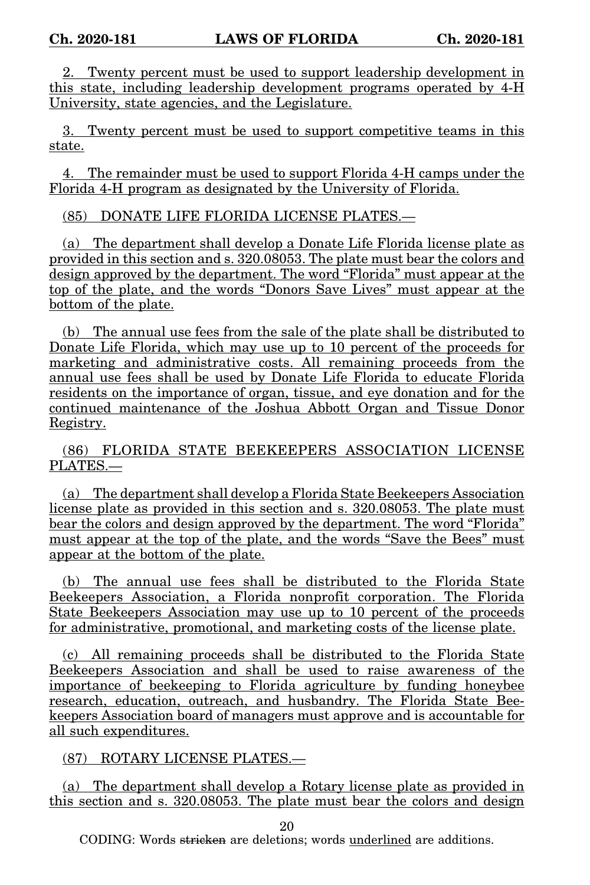2. Twenty percent must be used to support leadership development in this state, including leadership development programs operated by 4-H University, state agencies, and the Legislature.

3. Twenty percent must be used to support competitive teams in this state.

4. The remainder must be used to support Florida 4-H camps under the Florida 4-H program as designated by the University of Florida.

(85) DONATE LIFE FLORIDA LICENSE PLATES.—

(a) The department shall develop a Donate Life Florida license plate as provided in this section and s. 320.08053. The plate must bear the colors and design approved by the department. The word "Florida" must appear at the top of the plate, and the words "Donors Save Lives" must appear at the bottom of the plate.

(b) The annual use fees from the sale of the plate shall be distributed to Donate Life Florida, which may use up to 10 percent of the proceeds for marketing and administrative costs. All remaining proceeds from the annual use fees shall be used by Donate Life Florida to educate Florida residents on the importance of organ, tissue, and eye donation and for the continued maintenance of the Joshua Abbott Organ and Tissue Donor Registry.

(86) FLORIDA STATE BEEKEEPERS ASSOCIATION LICENSE PLATES.—

(a) The department shall develop a Florida State Beekeepers Association license plate as provided in this section and s. 320.08053. The plate must bear the colors and design approved by the department. The word "Florida" must appear at the top of the plate, and the words "Save the Bees" must appear at the bottom of the plate.

(b) The annual use fees shall be distributed to the Florida State Beekeepers Association, a Florida nonprofit corporation. The Florida State Beekeepers Association may use up to 10 percent of the proceeds for administrative, promotional, and marketing costs of the license plate.

(c) All remaining proceeds shall be distributed to the Florida State Beekeepers Association and shall be used to raise awareness of the importance of beekeeping to Florida agriculture by funding honeybee research, education, outreach, and husbandry. The Florida State Beekeepers Association board of managers must approve and is accountable for all such expenditures.

(87) ROTARY LICENSE PLATES.—

(a) The department shall develop a Rotary license plate as provided in this section and s. 320.08053. The plate must bear the colors and design

CODING: Words stricken are deletions; words underlined are additions.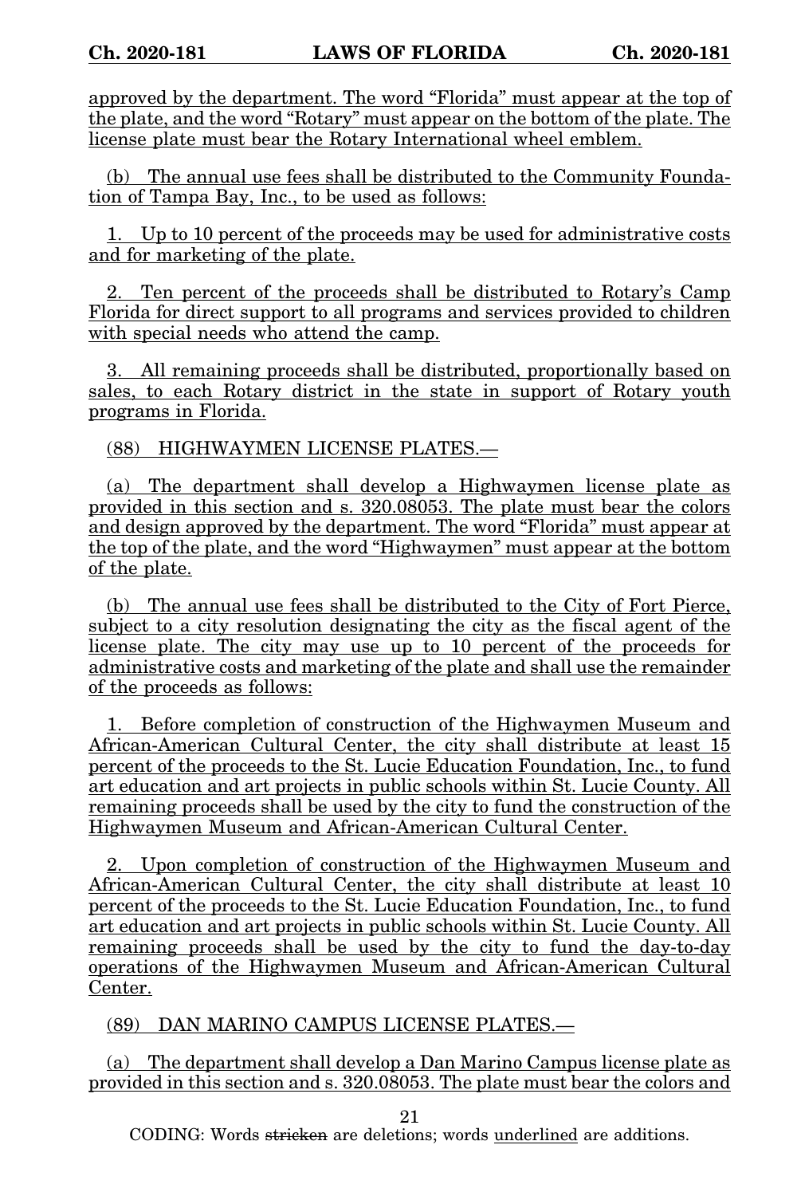approved by the department. The word “Florida” must appear at the top of the plate, and the word “Rotary” must appear on the bottom of the plate. The license plate must bear the Rotary International wheel emblem.

(b) The annual use fees shall be distributed to the Community Foundation of Tampa Bay, Inc., to be used as follows:

1. Up to 10 percent of the proceeds may be used for administrative costs and for marketing of the plate.

2. Ten percent of the proceeds shall be distributed to Rotary’s Camp Florida for direct support to all programs and services provided to children with special needs who attend the camp.

3. All remaining proceeds shall be distributed, proportionally based on sales, to each Rotary district in the state in support of Rotary youth programs in Florida.

(88) HIGHWAYMEN LICENSE PLATES.—

(a) The department shall develop a Highwaymen license plate as provided in this section and s. 320.08053. The plate must bear the colors and design approved by the department. The word “Florida” must appear at the top of the plate, and the word “Highwaymen” must appear at the bottom of the plate.

(b) The annual use fees shall be distributed to the City of Fort Pierce, subject to a city resolution designating the city as the fiscal agent of the license plate. The city may use up to 10 percent of the proceeds for administrative costs and marketing of the plate and shall use the remainder of the proceeds as follows:

1. Before completion of construction of the Highwaymen Museum and African-American Cultural Center, the city shall distribute at least 15 percent of the proceeds to the St. Lucie Education Foundation, Inc., to fund art education and art projects in public schools within St. Lucie County. All remaining proceeds shall be used by the city to fund the construction of the Highwaymen Museum and African-American Cultural Center.

2. Upon completion of construction of the Highwaymen Museum and African-American Cultural Center, the city shall distribute at least 10 percent of the proceeds to the St. Lucie Education Foundation, Inc., to fund art education and art projects in public schools within St. Lucie County. All remaining proceeds shall be used by the city to fund the day-to-day operations of the Highwaymen Museum and African-American Cultural Center.

(89) DAN MARINO CAMPUS LICENSE PLATES.—

(a) The department shall develop a Dan Marino Campus license plate as provided in this section and s. 320.08053. The plate must bear the colors and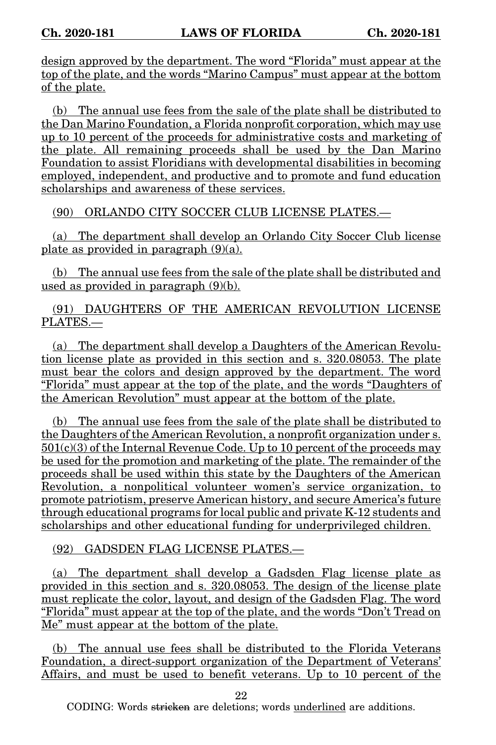design approved by the department. The word "Florida" must appear at the top of the plate, and the words "Marino Campus" must appear at the bottom of the plate.

(b) The annual use fees from the sale of the plate shall be distributed to the Dan Marino Foundation, a Florida nonprofit corporation, which may use up to 10 percent of the proceeds for administrative costs and marketing of the plate. All remaining proceeds shall be used by the Dan Marino Foundation to assist Floridians with developmental disabilities in becoming employed, independent, and productive and to promote and fund education scholarships and awareness of these services.

(90) ORLANDO CITY SOCCER CLUB LICENSE PLATES.—

(a) The department shall develop an Orlando City Soccer Club license plate as provided in paragraph (9)(a).

(b) The annual use fees from the sale of the plate shall be distributed and used as provided in paragraph (9)(b).

(91) DAUGHTERS OF THE AMERICAN REVOLUTION LICENSE PLATES.—

(a) The department shall develop a Daughters of the American Revolution license plate as provided in this section and s. 320.08053. The plate must bear the colors and design approved by the department. The word "Florida" must appear at the top of the plate, and the words "Daughters of the American Revolution" must appear at the bottom of the plate.

(b) The annual use fees from the sale of the plate shall be distributed to the Daughters of the American Revolution, a nonprofit organization under s. 501(c)(3) of the Internal Revenue Code. Up to 10 percent of the proceeds may be used for the promotion and marketing of the plate. The remainder of the proceeds shall be used within this state by the Daughters of the American Revolution, a nonpolitical volunteer women's service organization, to promote patriotism, preserve American history, and secure America's future through educational programs for local public and private K-12 students and scholarships and other educational funding for underprivileged children.

(92) GADSDEN FLAG LICENSE PLATES.—

(a) The department shall develop a Gadsden Flag license plate as provided in this section and s. 320.08053. The design of the license plate must replicate the color, layout, and design of the Gadsden Flag. The word "Florida" must appear at the top of the plate, and the words "Don't Tread on Me" must appear at the bottom of the plate.

(b) The annual use fees shall be distributed to the Florida Veterans Foundation, a direct-support organization of the Department of Veterans' Affairs, and must be used to benefit veterans. Up to 10 percent of the

CODING: Words stricken are deletions; words underlined are additions.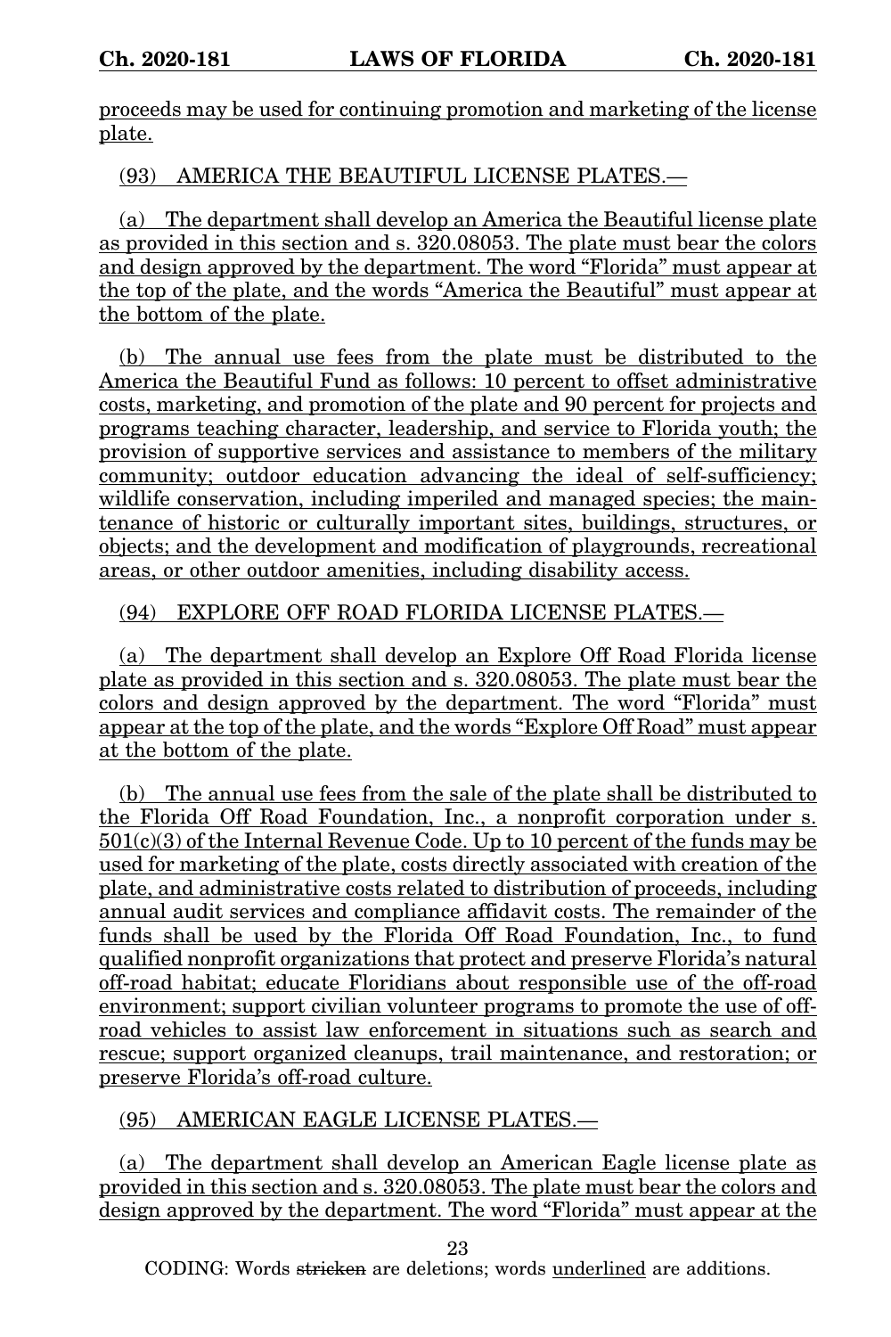proceeds may be used for continuing promotion and marketing of the license plate.

(93) AMERICA THE BEAUTIFUL LICENSE PLATES.—

(a) The department shall develop an America the Beautiful license plate as provided in this section and s. 320.08053. The plate must bear the colors and design approved by the department. The word "Florida" must appear at the top of the plate, and the words "America the Beautiful" must appear at the bottom of the plate.

(b) The annual use fees from the plate must be distributed to the America the Beautiful Fund as follows: 10 percent to offset administrative costs, marketing, and promotion of the plate and 90 percent for projects and programs teaching character, leadership, and service to Florida youth; the provision of supportive services and assistance to members of the military community; outdoor education advancing the ideal of self-sufficiency; wildlife conservation, including imperiled and managed species; the maintenance of historic or culturally important sites, buildings, structures, or objects; and the development and modification of playgrounds, recreational areas, or other outdoor amenities, including disability access.

(94) EXPLORE OFF ROAD FLORIDA LICENSE PLATES.—

(a) The department shall develop an Explore Off Road Florida license plate as provided in this section and s. 320.08053. The plate must bear the colors and design approved by the department. The word "Florida" must appear at the top of the plate, and the words "Explore Off Road" must appear at the bottom of the plate.

(b) The annual use fees from the sale of the plate shall be distributed to the Florida Off Road Foundation, Inc., a nonprofit corporation under s. 501(c)(3) of the Internal Revenue Code. Up to 10 percent of the funds may be used for marketing of the plate, costs directly associated with creation of the plate, and administrative costs related to distribution of proceeds, including annual audit services and compliance affidavit costs. The remainder of the funds shall be used by the Florida Off Road Foundation, Inc., to fund qualified nonprofit organizations that protect and preserve Florida's natural off-road habitat; educate Floridians about responsible use of the off-road environment; support civilian volunteer programs to promote the use of off-road vehicles to assist law enforcement in situations such as search and rescue; support organized cleanups, trail maintenance, and restoration; or preserve Florida's off-road culture.

(95) AMERICAN EAGLE LICENSE PLATES.—

(a) The department shall develop an American Eagle license plate as provided in this section and s. 320.08053. The plate must bear the colors and design approved by the department. The word "Florida" must appear at the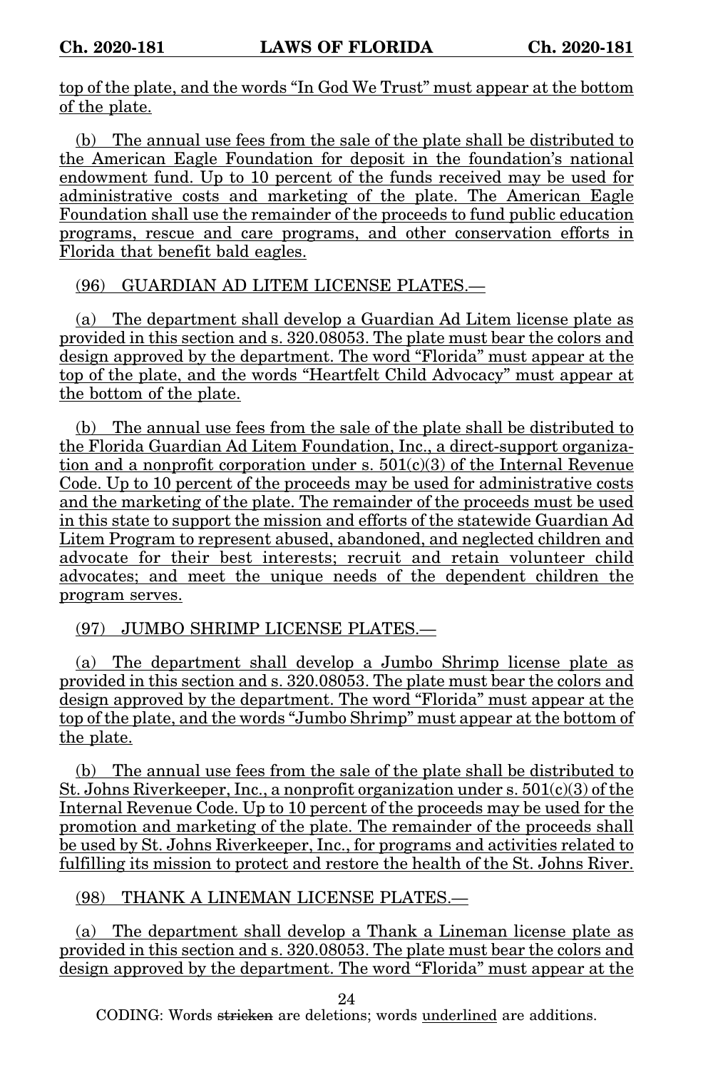top of the plate, and the words "In God We Trust" must appear at the bottom of the plate.

(b) The annual use fees from the sale of the plate shall be distributed to the American Eagle Foundation for deposit in the foundation's national endowment fund. Up to 10 percent of the funds received may be used for administrative costs and marketing of the plate. The American Eagle Foundation shall use the remainder of the proceeds to fund public education programs, rescue and care programs, and other conservation efforts in Florida that benefit bald eagles.

(96) GUARDIAN AD LITEM LICENSE PLATES.—

(a) The department shall develop a Guardian Ad Litem license plate as provided in this section and s. 320.08053. The plate must bear the colors and design approved by the department. The word "Florida" must appear at the top of the plate, and the words "Heartfelt Child Advocacy" must appear at the bottom of the plate.

(b) The annual use fees from the sale of the plate shall be distributed to the Florida Guardian Ad Litem Foundation, Inc., a direct-support organization and a nonprofit corporation under s. 501(c)(3) of the Internal Revenue Code. Up to 10 percent of the proceeds may be used for administrative costs and the marketing of the plate. The remainder of the proceeds must be used in this state to support the mission and efforts of the statewide Guardian Ad Litem Program to represent abused, abandoned, and neglected children and advocate for their best interests; recruit and retain volunteer child advocates; and meet the unique needs of the dependent children the program serves.

(97) JUMBO SHRIMP LICENSE PLATES.—

(a) The department shall develop a Jumbo Shrimp license plate as provided in this section and s. 320.08053. The plate must bear the colors and design approved by the department. The word "Florida" must appear at the top of the plate, and the words "Jumbo Shrimp" must appear at the bottom of the plate.

(b) The annual use fees from the sale of the plate shall be distributed to St. Johns Riverkeeper, Inc., a nonprofit organization under s. 501(c)(3) of the Internal Revenue Code. Up to 10 percent of the proceeds may be used for the promotion and marketing of the plate. The remainder of the proceeds shall be used by St. Johns Riverkeeper, Inc., for programs and activities related to fulfilling its mission to protect and restore the health of the St. Johns River.

(98) THANK A LINEMAN LICENSE PLATES.—

(a) The department shall develop a Thank a Lineman license plate as provided in this section and s. 320.08053. The plate must bear the colors and design approved by the department. The word "Florida" must appear at the

CODING: Words stricken are deletions; words underlined are additions.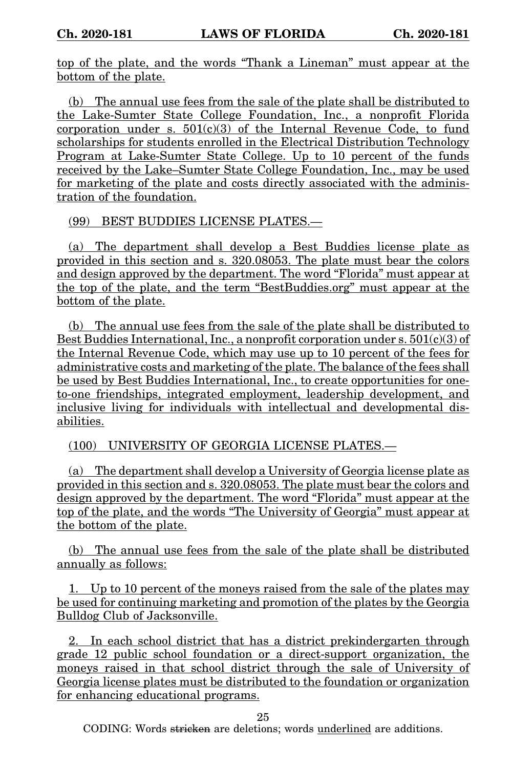top of the plate, and the words “Thank a Lineman” must appear at the bottom of the plate.

(b) The annual use fees from the sale of the plate shall be distributed to the Lake-Sumter State College Foundation, Inc., a nonprofit Florida corporation under s. 501(c)(3) of the Internal Revenue Code, to fund scholarships for students enrolled in the Electrical Distribution Technology Program at Lake-Sumter State College. Up to 10 percent of the funds received by the Lake–Sumter State College Foundation, Inc., may be used for marketing of the plate and costs directly associated with the administration of the foundation.

(99) BEST BUDDIES LICENSE PLATES.—

(a) The department shall develop a Best Buddies license plate as provided in this section and s. 320.08053. The plate must bear the colors and design approved by the department. The word “Florida” must appear at the top of the plate, and the term “BestBuddies.org” must appear at the bottom of the plate.

(b) The annual use fees from the sale of the plate shall be distributed to Best Buddies International, Inc., a nonprofit corporation under s. 501(c)(3) of the Internal Revenue Code, which may use up to 10 percent of the fees for administrative costs and marketing of the plate. The balance of the fees shall be used by Best Buddies International, Inc., to create opportunities for one-to-one friendships, integrated employment, leadership development, and inclusive living for individuals with intellectual and developmental disabilities.

(100) UNIVERSITY OF GEORGIA LICENSE PLATES.—

(a) The department shall develop a University of Georgia license plate as provided in this section and s. 320.08053. The plate must bear the colors and design approved by the department. The word “Florida” must appear at the top of the plate, and the words “The University of Georgia” must appear at the bottom of the plate.

(b) The annual use fees from the sale of the plate shall be distributed annually as follows:

1. Up to 10 percent of the moneys raised from the sale of the plates may be used for continuing marketing and promotion of the plates by the Georgia Bulldog Club of Jacksonville.

2. In each school district that has a district prekindergarten through grade 12 public school foundation or a direct-support organization, the moneys raised in that school district through the sale of University of Georgia license plates must be distributed to the foundation or organization for enhancing educational programs.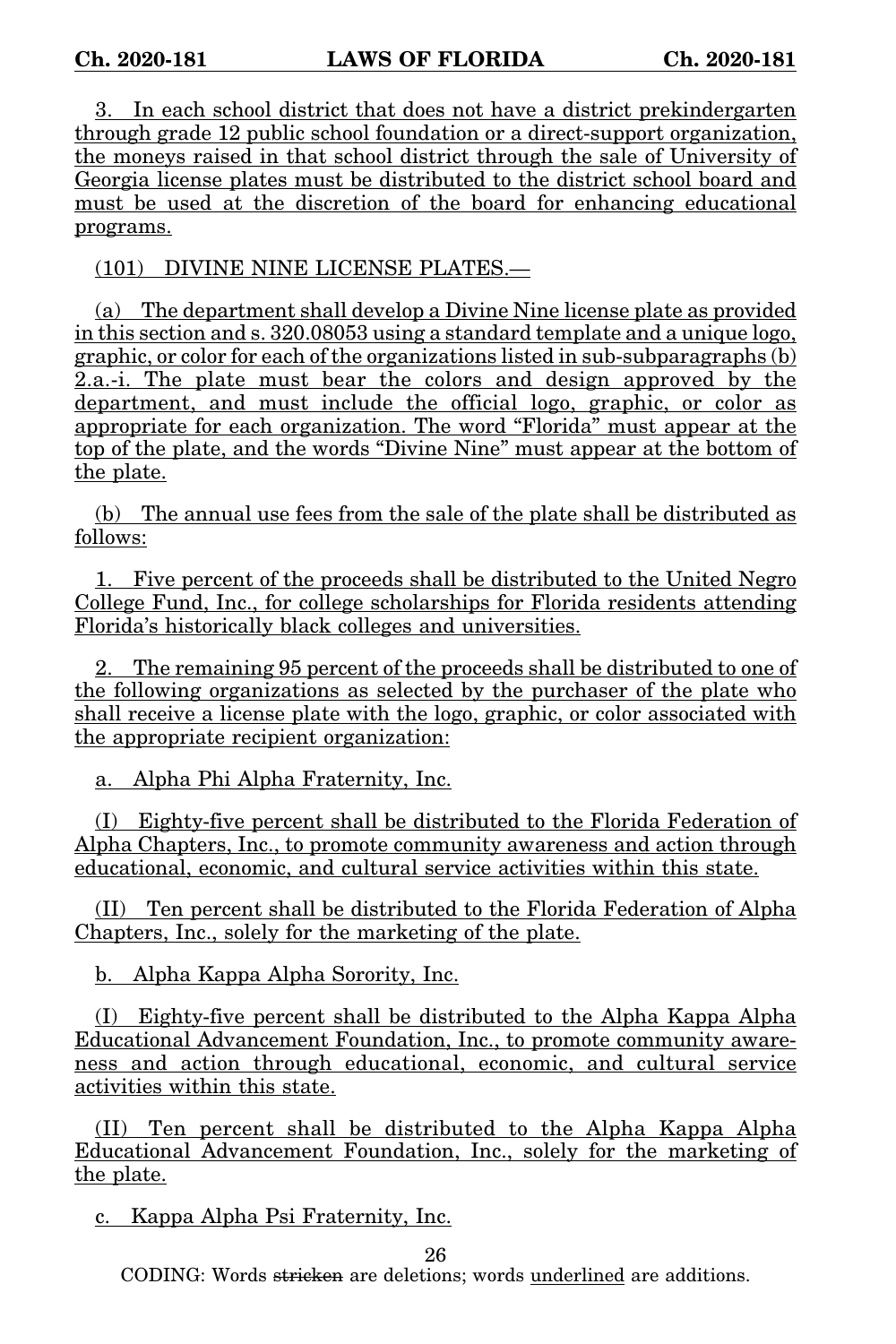3. In each school district that does not have a district prekindergarten through grade 12 public school foundation or a direct-support organization, the moneys raised in that school district through the sale of University of Georgia license plates must be distributed to the district school board and must be used at the discretion of the board for enhancing educational programs.

(101) DIVINE NINE LICENSE PLATES.—

(a) The department shall develop a Divine Nine license plate as provided in this section and s. 320.08053 using a standard template and a unique logo, graphic, or color for each of the organizations listed in sub-subparagraphs (b) 2.a.-i. The plate must bear the colors and design approved by the department, and must include the official logo, graphic, or color as appropriate for each organization. The word "Florida" must appear at the top of the plate, and the words "Divine Nine" must appear at the bottom of the plate.

(b) The annual use fees from the sale of the plate shall be distributed as follows:

1. Five percent of the proceeds shall be distributed to the United Negro College Fund, Inc., for college scholarships for Florida residents attending Florida's historically black colleges and universities.

2. The remaining 95 percent of the proceeds shall be distributed to one of the following organizations as selected by the purchaser of the plate who shall receive a license plate with the logo, graphic, or color associated with the appropriate recipient organization:

a. Alpha Phi Alpha Fraternity, Inc.

(I) Eighty-five percent shall be distributed to the Florida Federation of Alpha Chapters, Inc., to promote community awareness and action through educational, economic, and cultural service activities within this state.

(II) Ten percent shall be distributed to the Florida Federation of Alpha Chapters, Inc., solely for the marketing of the plate.

b. Alpha Kappa Alpha Sorority, Inc.

(I) Eighty-five percent shall be distributed to the Alpha Kappa Alpha Educational Advancement Foundation, Inc., to promote community awareness and action through educational, economic, and cultural service activities within this state.

(II) Ten percent shall be distributed to the Alpha Kappa Alpha Educational Advancement Foundation, Inc., solely for the marketing of the plate.

c. Kappa Alpha Psi Fraternity, Inc.

CODING: Words stricken are deletions; words underlined are additions.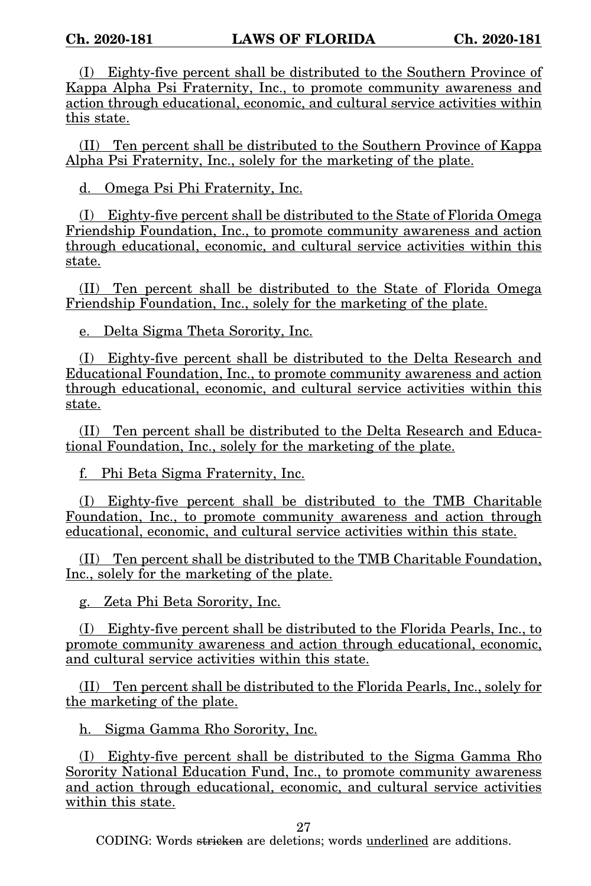(I) Eighty-five percent shall be distributed to the Southern Province of Kappa Alpha Psi Fraternity, Inc., to promote community awareness and action through educational, economic, and cultural service activities within this state.

(II) Ten percent shall be distributed to the Southern Province of Kappa Alpha Psi Fraternity, Inc., solely for the marketing of the plate.

d. Omega Psi Phi Fraternity, Inc.

(I) Eighty-five percent shall be distributed to the State of Florida Omega Friendship Foundation, Inc., to promote community awareness and action through educational, economic, and cultural service activities within this state.

(II) Ten percent shall be distributed to the State of Florida Omega Friendship Foundation, Inc., solely for the marketing of the plate.

e. Delta Sigma Theta Sorority, Inc.

(I) Eighty-five percent shall be distributed to the Delta Research and Educational Foundation, Inc., to promote community awareness and action through educational, economic, and cultural service activities within this state.

(II) Ten percent shall be distributed to the Delta Research and Educational Foundation, Inc., solely for the marketing of the plate.

f. Phi Beta Sigma Fraternity, Inc.

(I) Eighty-five percent shall be distributed to the TMB Charitable Foundation, Inc., to promote community awareness and action through educational, economic, and cultural service activities within this state.

(II) Ten percent shall be distributed to the TMB Charitable Foundation, Inc., solely for the marketing of the plate.

g. Zeta Phi Beta Sorority, Inc.

(I) Eighty-five percent shall be distributed to the Florida Pearls, Inc., to promote community awareness and action through educational, economic, and cultural service activities within this state.

(II) Ten percent shall be distributed to the Florida Pearls, Inc., solely for the marketing of the plate.

h. Sigma Gamma Rho Sorority, Inc.

(I) Eighty-five percent shall be distributed to the Sigma Gamma Rho Sorority National Education Fund, Inc., to promote community awareness and action through educational, economic, and cultural service activities within this state.

CODING: Words stricken are deletions; words underlined are additions.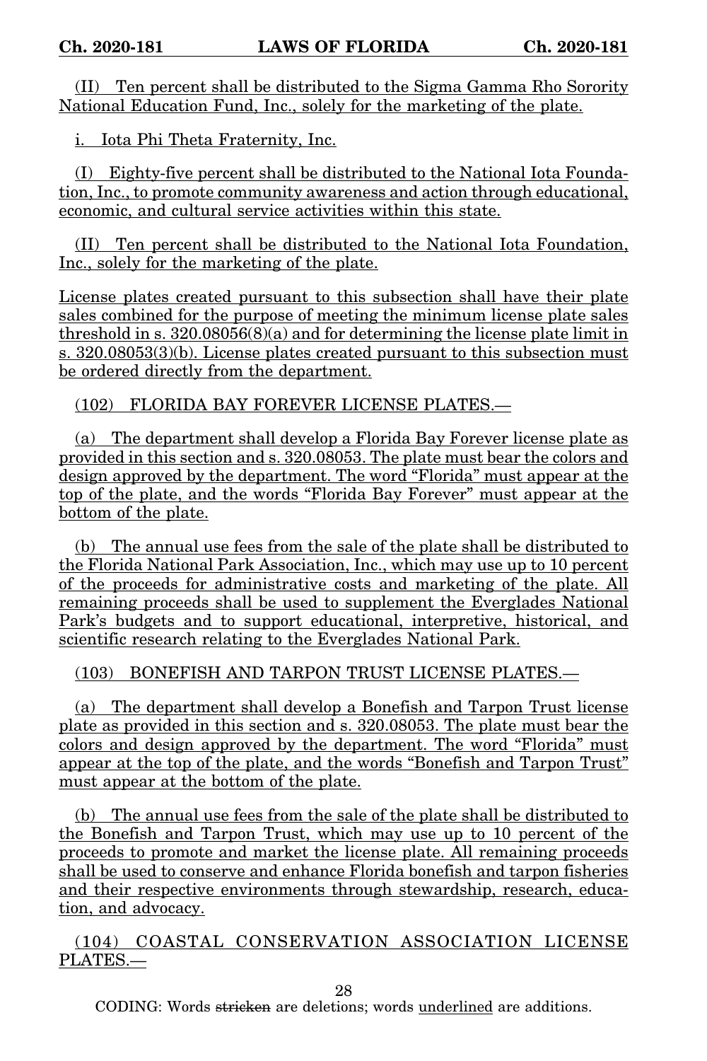(II) Ten percent shall be distributed to the Sigma Gamma Rho Sorority National Education Fund, Inc., solely for the marketing of the plate.

i. Iota Phi Theta Fraternity, Inc.

(I) Eighty-five percent shall be distributed to the National Iota Foundation, Inc., to promote community awareness and action through educational, economic, and cultural service activities within this state.

(II) Ten percent shall be distributed to the National Iota Foundation, Inc., solely for the marketing of the plate.

License plates created pursuant to this subsection shall have their plate sales combined for the purpose of meeting the minimum license plate sales threshold in s. 320.08056(8)(a) and for determining the license plate limit in s. 320.08053(3)(b). License plates created pursuant to this subsection must be ordered directly from the department.

(102) FLORIDA BAY FOREVER LICENSE PLATES.—

(a) The department shall develop a Florida Bay Forever license plate as provided in this section and s. 320.08053. The plate must bear the colors and design approved by the department. The word "Florida" must appear at the top of the plate, and the words "Florida Bay Forever" must appear at the bottom of the plate.

(b) The annual use fees from the sale of the plate shall be distributed to the Florida National Park Association, Inc., which may use up to 10 percent of the proceeds for administrative costs and marketing of the plate. All remaining proceeds shall be used to supplement the Everglades National Park's budgets and to support educational, interpretive, historical, and scientific research relating to the Everglades National Park.

(103) BONEFISH AND TARPON TRUST LICENSE PLATES.—

(a) The department shall develop a Bonefish and Tarpon Trust license plate as provided in this section and s. 320.08053. The plate must bear the colors and design approved by the department. The word "Florida" must appear at the top of the plate, and the words "Bonefish and Tarpon Trust" must appear at the bottom of the plate.

(b) The annual use fees from the sale of the plate shall be distributed to the Bonefish and Tarpon Trust, which may use up to 10 percent of the proceeds to promote and market the license plate. All remaining proceeds shall be used to conserve and enhance Florida bonefish and tarpon fisheries and their respective environments through stewardship, research, education, and advocacy.

(104) COASTAL CONSERVATION ASSOCIATION LICENSE PLATES.—

CODING: Words ~~stricken~~ are deletions; words underlined are additions.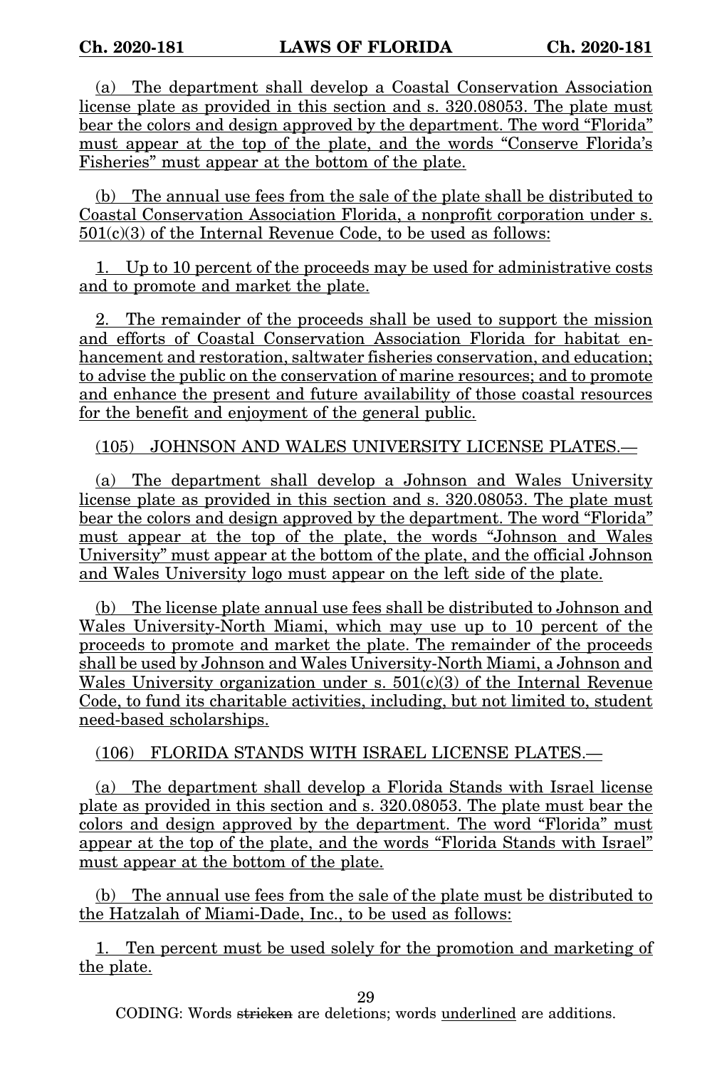(a) The department shall develop a Coastal Conservation Association license plate as provided in this section and s. 320.08053. The plate must bear the colors and design approved by the department. The word "Florida" must appear at the top of the plate, and the words "Conserve Florida's Fisheries" must appear at the bottom of the plate.

(b) The annual use fees from the sale of the plate shall be distributed to Coastal Conservation Association Florida, a nonprofit corporation under s. 501(c)(3) of the Internal Revenue Code, to be used as follows:

1. Up to 10 percent of the proceeds may be used for administrative costs and to promote and market the plate.

2. The remainder of the proceeds shall be used to support the mission and efforts of Coastal Conservation Association Florida for habitat enhancement and restoration, saltwater fisheries conservation, and education; to advise the public on the conservation of marine resources; and to promote and enhance the present and future availability of those coastal resources for the benefit and enjoyment of the general public.

(105) JOHNSON AND WALES UNIVERSITY LICENSE PLATES.—

(a) The department shall develop a Johnson and Wales University license plate as provided in this section and s. 320.08053. The plate must bear the colors and design approved by the department. The word "Florida" must appear at the top of the plate, the words "Johnson and Wales University" must appear at the bottom of the plate, and the official Johnson and Wales University logo must appear on the left side of the plate.

(b) The license plate annual use fees shall be distributed to Johnson and Wales University-North Miami, which may use up to 10 percent of the proceeds to promote and market the plate. The remainder of the proceeds shall be used by Johnson and Wales University-North Miami, a Johnson and Wales University organization under s. 501(c)(3) of the Internal Revenue Code, to fund its charitable activities, including, but not limited to, student need-based scholarships.

(106) FLORIDA STANDS WITH ISRAEL LICENSE PLATES.—

(a) The department shall develop a Florida Stands with Israel license plate as provided in this section and s. 320.08053. The plate must bear the colors and design approved by the department. The word "Florida" must appear at the top of the plate, and the words "Florida Stands with Israel" must appear at the bottom of the plate.

(b) The annual use fees from the sale of the plate must be distributed to the Hatzalah of Miami-Dade, Inc., to be used as follows:

1. Ten percent must be used solely for the promotion and marketing of the plate.

CODING: Words stricken are deletions; words underlined are additions.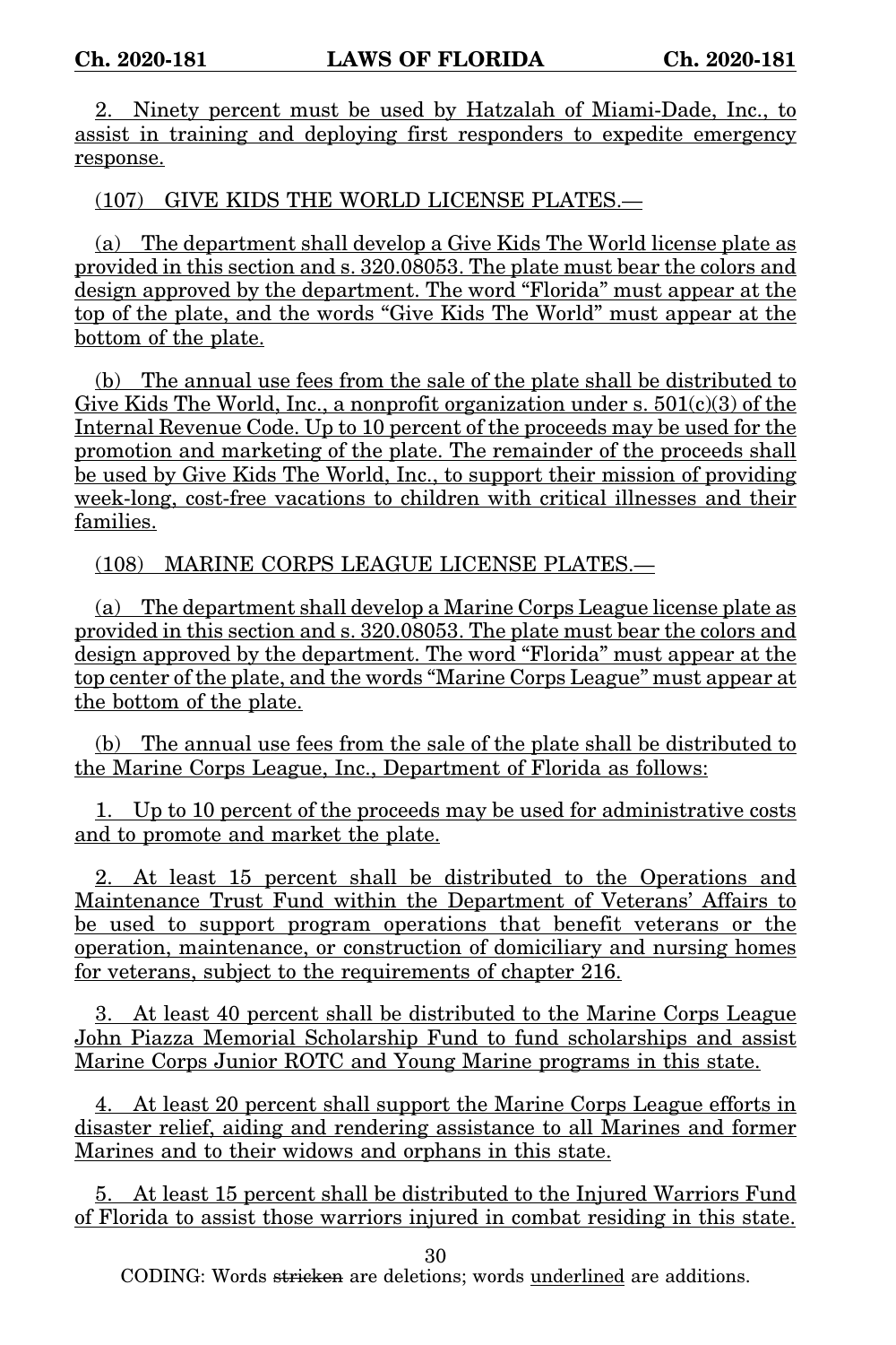2. Ninety percent must be used by Hatzalah of Miami-Dade, Inc., to assist in training and deploying first responders to expedite emergency response.

(107) GIVE KIDS THE WORLD LICENSE PLATES.—

(a) The department shall develop a Give Kids The World license plate as provided in this section and s. 320.08053. The plate must bear the colors and design approved by the department. The word "Florida" must appear at the top of the plate, and the words "Give Kids The World" must appear at the bottom of the plate.

(b) The annual use fees from the sale of the plate shall be distributed to Give Kids The World, Inc., a nonprofit organization under s. 501(c)(3) of the Internal Revenue Code. Up to 10 percent of the proceeds may be used for the promotion and marketing of the plate. The remainder of the proceeds shall be used by Give Kids The World, Inc., to support their mission of providing week-long, cost-free vacations to children with critical illnesses and their families.

(108) MARINE CORPS LEAGUE LICENSE PLATES.—

(a) The department shall develop a Marine Corps League license plate as provided in this section and s. 320.08053. The plate must bear the colors and design approved by the department. The word "Florida" must appear at the top center of the plate, and the words "Marine Corps League" must appear at the bottom of the plate.

(b) The annual use fees from the sale of the plate shall be distributed to the Marine Corps League, Inc., Department of Florida as follows:

1. Up to 10 percent of the proceeds may be used for administrative costs and to promote and market the plate.

2. At least 15 percent shall be distributed to the Operations and Maintenance Trust Fund within the Department of Veterans' Affairs to be used to support program operations that benefit veterans or the operation, maintenance, or construction of domiciliary and nursing homes for veterans, subject to the requirements of chapter 216.

3. At least 40 percent shall be distributed to the Marine Corps League John Piazza Memorial Scholarship Fund to fund scholarships and assist Marine Corps Junior ROTC and Young Marine programs in this state.

4. At least 20 percent shall support the Marine Corps League efforts in disaster relief, aiding and rendering assistance to all Marines and former Marines and to their widows and orphans in this state.

5. At least 15 percent shall be distributed to the Injured Warriors Fund of Florida to assist those warriors injured in combat residing in this state.

CODING: Words ~~stricken~~ are deletions; words underlined are additions.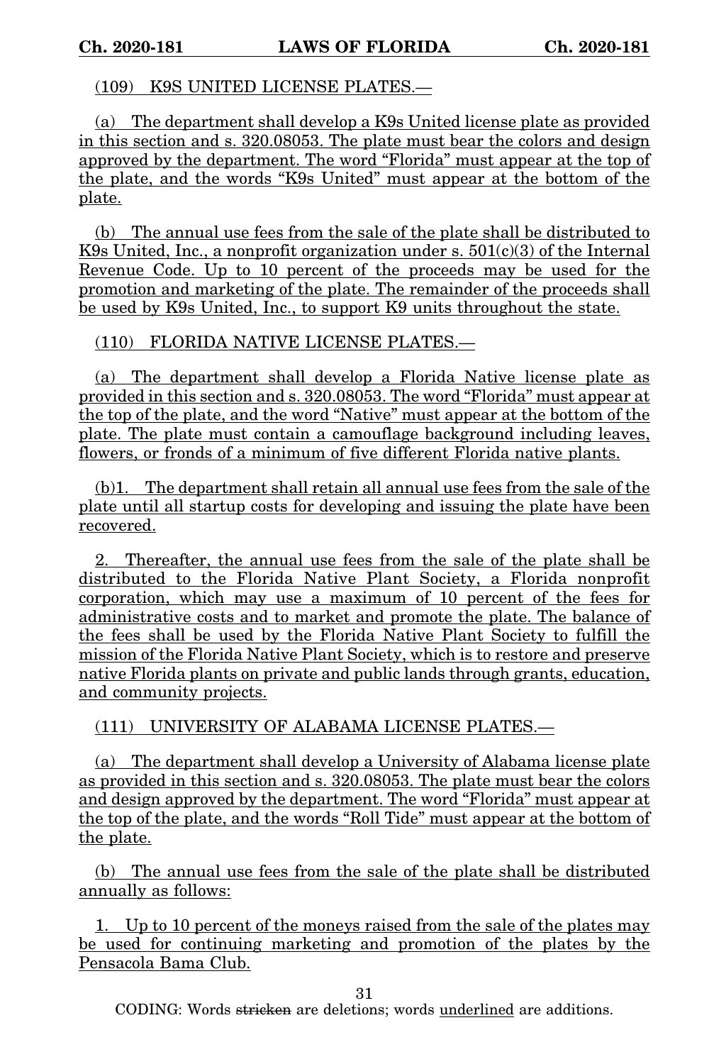(109) K9S UNITED LICENSE PLATES.—

(a) The department shall develop a K9s United license plate as provided in this section and s. 320.08053. The plate must bear the colors and design approved by the department. The word "Florida" must appear at the top of the plate, and the words "K9s United" must appear at the bottom of the plate.

(b) The annual use fees from the sale of the plate shall be distributed to K9s United, Inc., a nonprofit organization under s. 501(c)(3) of the Internal Revenue Code. Up to 10 percent of the proceeds may be used for the promotion and marketing of the plate. The remainder of the proceeds shall be used by K9s United, Inc., to support K9 units throughout the state.

(110) FLORIDA NATIVE LICENSE PLATES.—

(a) The department shall develop a Florida Native license plate as provided in this section and s. 320.08053. The word "Florida" must appear at the top of the plate, and the word "Native" must appear at the bottom of the plate. The plate must contain a camouflage background including leaves, flowers, or fronds of a minimum of five different Florida native plants.

(b)1. The department shall retain all annual use fees from the sale of the plate until all startup costs for developing and issuing the plate have been recovered.

2. Thereafter, the annual use fees from the sale of the plate shall be distributed to the Florida Native Plant Society, a Florida nonprofit corporation, which may use a maximum of 10 percent of the fees for administrative costs and to market and promote the plate. The balance of the fees shall be used by the Florida Native Plant Society to fulfill the mission of the Florida Native Plant Society, which is to restore and preserve native Florida plants on private and public lands through grants, education, and community projects.

(111) UNIVERSITY OF ALABAMA LICENSE PLATES.—

(a) The department shall develop a University of Alabama license plate as provided in this section and s. 320.08053. The plate must bear the colors and design approved by the department. The word "Florida" must appear at the top of the plate, and the words "Roll Tide" must appear at the bottom of the plate.

(b) The annual use fees from the sale of the plate shall be distributed annually as follows:

1. Up to 10 percent of the moneys raised from the sale of the plates may be used for continuing marketing and promotion of the plates by the Pensacola Bama Club.

CODING: Words ~~stricken~~ are deletions; words underlined are additions.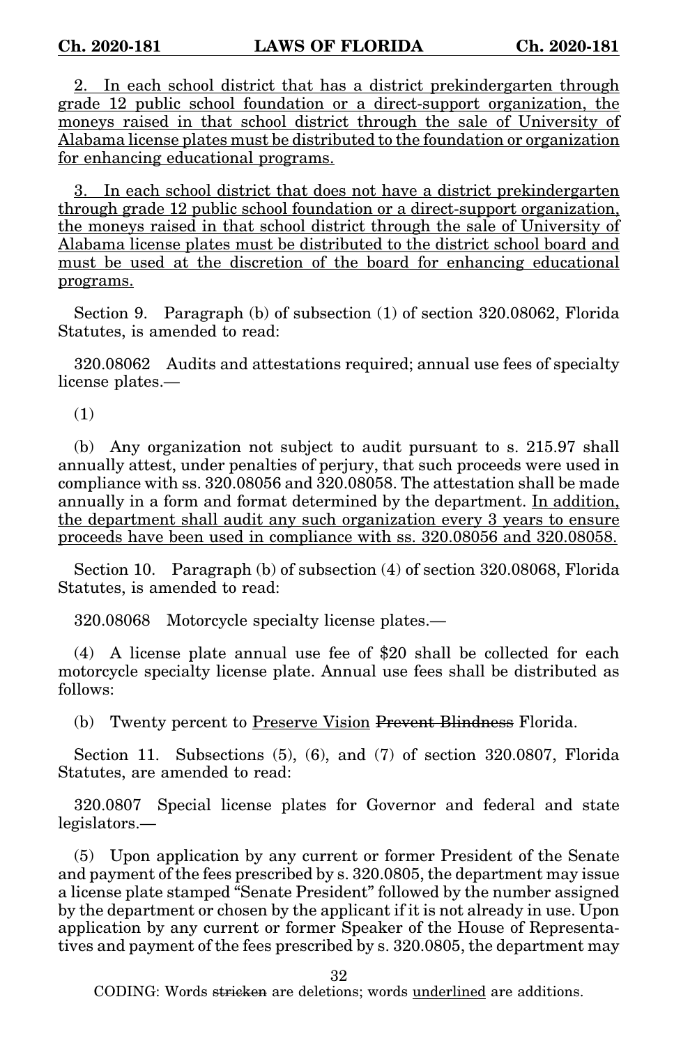<u>2. In each school district that has a district prekindergarten through grade 12 public school foundation or a direct-support organization, the moneys raised in that school district through the sale of University of Alabama license plates must be distributed to the foundation or organization for enhancing educational programs.</u>

<u>3. In each school district that does not have a district prekindergarten through grade 12 public school foundation or a direct-support organization, the moneys raised in that school district through the sale of University of Alabama license plates must be distributed to the district school board and must be used at the discretion of the board for enhancing educational programs.</u>

Section 9. Paragraph (b) of subsection (1) of section 320.08062, Florida Statutes, is amended to read:

320.08062 Audits and attestations required; annual use fees of specialty license plates.—

(1)

(b) Any organization not subject to audit pursuant to s. 215.97 shall annually attest, under penalties of perjury, that such proceeds were used in compliance with ss. 320.08056 and 320.08058. The attestation shall be made annually in a form and format determined by the department. <u>In addition, the department shall audit any such organization every 3 years to ensure proceeds have been used in compliance with ss. 320.08056 and 320.08058.</u>

Section 10. Paragraph (b) of subsection (4) of section 320.08068, Florida Statutes, is amended to read:

320.08068 Motorcycle specialty license plates.—

(4) A license plate annual use fee of $20 shall be collected for each motorcycle specialty license plate. Annual use fees shall be distributed as follows:

(b) Twenty percent to <u>Preserve Vision</u> ~~Prevent Blindness~~ Florida.

Section 11. Subsections (5), (6), and (7) of section 320.0807, Florida Statutes, are amended to read:

320.0807 Special license plates for Governor and federal and state legislators.—

(5) Upon application by any current or former President of the Senate and payment of the fees prescribed by s. 320.0805, the department may issue a license plate stamped "Senate President" followed by the number assigned by the department or chosen by the applicant if it is not already in use. Upon application by any current or former Speaker of the House of Representatives and payment of the fees prescribed by s. 320.0805, the department may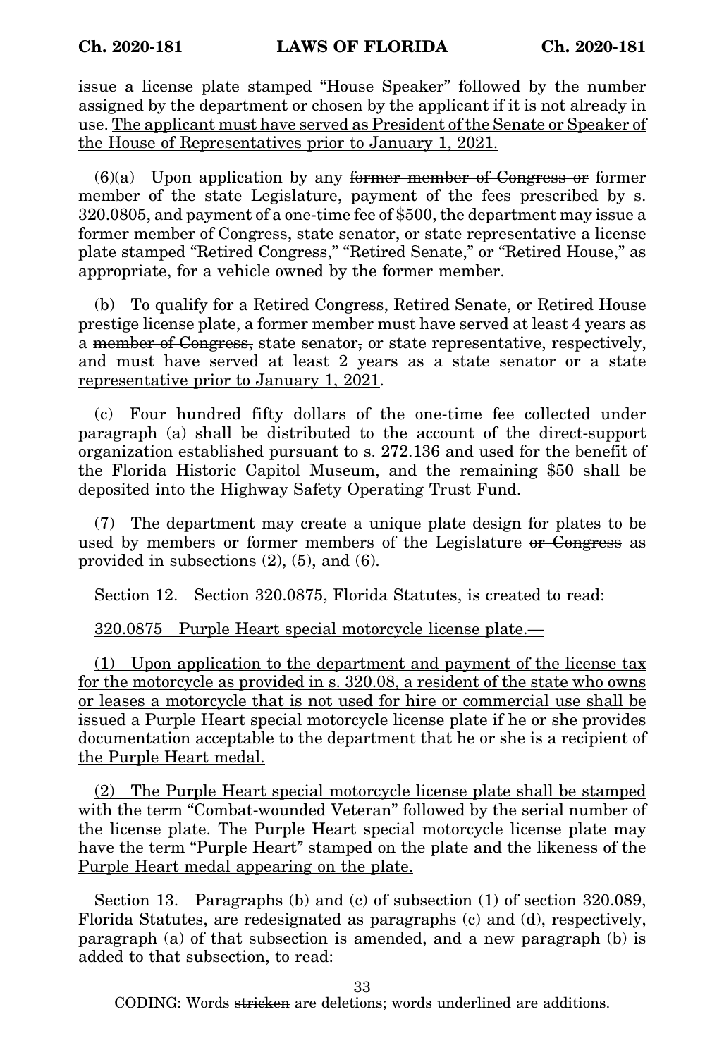issue a license plate stamped "House Speaker" followed by the number assigned by the department or chosen by the applicant if it is not already in use. <u>The applicant must have served as President of the Senate or Speaker of the House of Representatives prior to January 1, 2021.</u>

(6)(a) Upon application by any ~~former member of Congress or~~ former member of the state Legislature, payment of the fees prescribed by s. 320.0805, and payment of a one-time fee of $500, the department may issue a former ~~member of Congress,~~ state senator~~,~~ or state representative a license plate stamped ~~"Retired Congress,"~~ "Retired Senate~~,~~" or "Retired House," as appropriate, for a vehicle owned by the former member.

(b) To qualify for a ~~Retired Congress,~~ Retired Senate~~,~~ or Retired House prestige license plate, a former member must have served at least 4 years as a ~~member of Congress,~~ state senator~~,~~ or state representative, respectively<u>, and must have served at least 2 years as a state senator or a state representative prior to January 1, 2021</u>.

(c) Four hundred fifty dollars of the one-time fee collected under paragraph (a) shall be distributed to the account of the direct-support organization established pursuant to s. 272.136 and used for the benefit of the Florida Historic Capitol Museum, and the remaining $50 shall be deposited into the Highway Safety Operating Trust Fund.

(7) The department may create a unique plate design for plates to be used by members or former members of the Legislature ~~or Congress~~ as provided in subsections (2), (5), and (6).

Section 12. Section 320.0875, Florida Statutes, is created to read:

<u>320.0875 Purple Heart special motorcycle license plate.—</u>

<u>(1) Upon application to the department and payment of the license tax for the motorcycle as provided in s. 320.08, a resident of the state who owns or leases a motorcycle that is not used for hire or commercial use shall be issued a Purple Heart special motorcycle license plate if he or she provides documentation acceptable to the department that he or she is a recipient of the Purple Heart medal.</u>

<u>(2) The Purple Heart special motorcycle license plate shall be stamped with the term "Combat-wounded Veteran" followed by the serial number of the license plate. The Purple Heart special motorcycle license plate may have the term "Purple Heart" stamped on the plate and the likeness of the Purple Heart medal appearing on the plate.</u>

Section 13. Paragraphs (b) and (c) of subsection (1) of section 320.089, Florida Statutes, are redesignated as paragraphs (c) and (d), respectively, paragraph (a) of that subsection is amended, and a new paragraph (b) is added to that subsection, to read: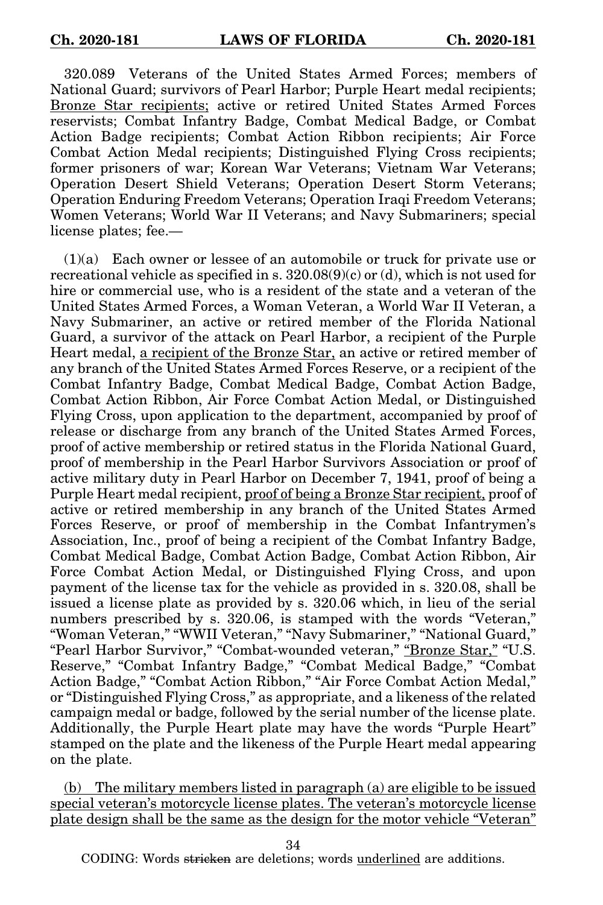320.089 Veterans of the United States Armed Forces; members of National Guard; survivors of Pearl Harbor; Purple Heart medal recipients; <u>Bronze Star recipients;</u> active or retired United States Armed Forces reservists; Combat Infantry Badge, Combat Medical Badge, or Combat Action Badge recipients; Combat Action Ribbon recipients; Air Force Combat Action Medal recipients; Distinguished Flying Cross recipients; former prisoners of war; Korean War Veterans; Vietnam War Veterans; Operation Desert Shield Veterans; Operation Desert Storm Veterans; Operation Enduring Freedom Veterans; Operation Iraqi Freedom Veterans; Women Veterans; World War II Veterans; and Navy Submariners; special license plates; fee.—

(1)(a) Each owner or lessee of an automobile or truck for private use or recreational vehicle as specified in s. 320.08(9)(c) or (d), which is not used for hire or commercial use, who is a resident of the state and a veteran of the United States Armed Forces, a Woman Veteran, a World War II Veteran, a Navy Submariner, an active or retired member of the Florida National Guard, a survivor of the attack on Pearl Harbor, a recipient of the Purple Heart medal, <u>a recipient of the Bronze Star,</u> an active or retired member of any branch of the United States Armed Forces Reserve, or a recipient of the Combat Infantry Badge, Combat Medical Badge, Combat Action Badge, Combat Action Ribbon, Air Force Combat Action Medal, or Distinguished Flying Cross, upon application to the department, accompanied by proof of release or discharge from any branch of the United States Armed Forces, proof of active membership or retired status in the Florida National Guard, proof of membership in the Pearl Harbor Survivors Association or proof of active military duty in Pearl Harbor on December 7, 1941, proof of being a Purple Heart medal recipient, <u>proof of being a Bronze Star recipient,</u> proof of active or retired membership in any branch of the United States Armed Forces Reserve, or proof of membership in the Combat Infantrymen's Association, Inc., proof of being a recipient of the Combat Infantry Badge, Combat Medical Badge, Combat Action Badge, Combat Action Ribbon, Air Force Combat Action Medal, or Distinguished Flying Cross, and upon payment of the license tax for the vehicle as provided in s. 320.08, shall be issued a license plate as provided by s. 320.06 which, in lieu of the serial numbers prescribed by s. 320.06, is stamped with the words "Veteran," "Woman Veteran," "WWII Veteran," "Navy Submariner," "National Guard," "Pearl Harbor Survivor," "Combat-wounded veteran," <u>"Bronze Star,"</u> "U.S. Reserve," "Combat Infantry Badge," "Combat Medical Badge," "Combat Action Badge," "Combat Action Ribbon," "Air Force Combat Action Medal," or "Distinguished Flying Cross," as appropriate, and a likeness of the related campaign medal or badge, followed by the serial number of the license plate. Additionally, the Purple Heart plate may have the words "Purple Heart" stamped on the plate and the likeness of the Purple Heart medal appearing on the plate.

<u>(b) The military members listed in paragraph (a) are eligible to be issued special veteran's motorcycle license plates. The veteran's motorcycle license plate design shall be the same as the design for the motor vehicle "Veteran"</u>

CODING: Words ~~stricken~~ are deletions; words <u>underlined</u> are additions.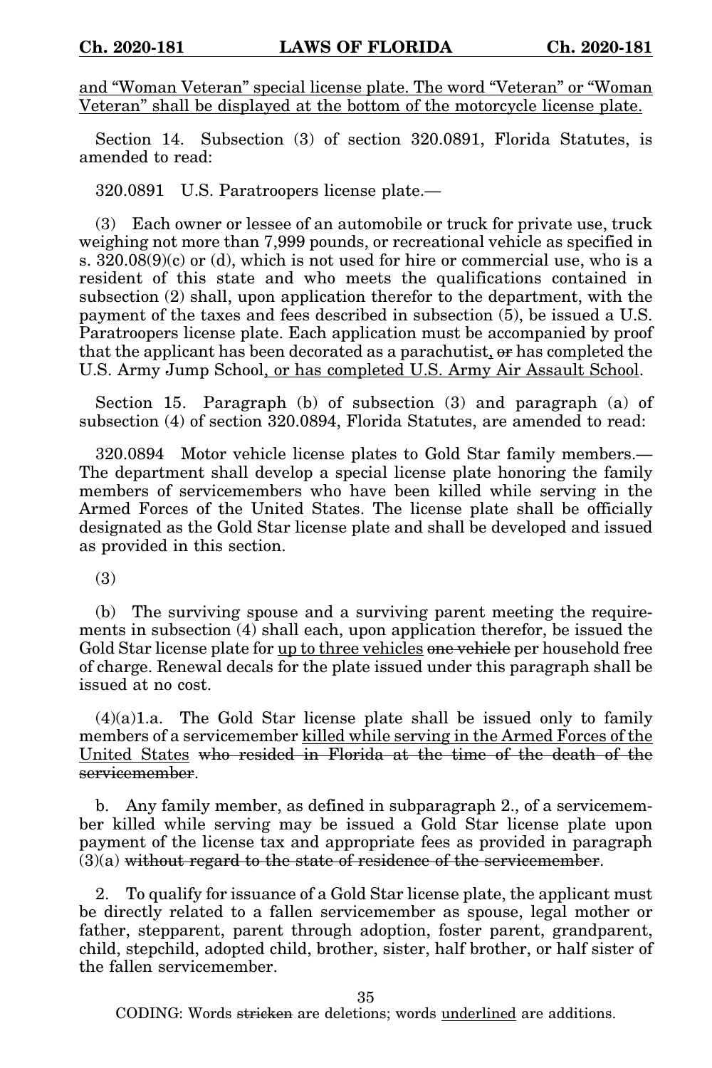<u>and "Woman Veteran" special license plate. The word "Veteran" or "Woman Veteran" shall be displayed at the bottom of the motorcycle license plate.</u>

Section 14. Subsection (3) of section 320.0891, Florida Statutes, is amended to read:

320.0891 U.S. Paratroopers license plate.—

(3) Each owner or lessee of an automobile or truck for private use, truck weighing not more than 7,999 pounds, or recreational vehicle as specified in s. 320.08(9)(c) or (d), which is not used for hire or commercial use, who is a resident of this state and who meets the qualifications contained in subsection (2) shall, upon application therefor to the department, with the payment of the taxes and fees described in subsection (5), be issued a U.S. Paratroopers license plate. Each application must be accompanied by proof that the applicant has been decorated as a parachutist<u>,</u> ~~or~~ has completed the U.S. Army Jump School<u>, or has completed U.S. Army Air Assault School</u>.

Section 15. Paragraph (b) of subsection (3) and paragraph (a) of subsection (4) of section 320.0894, Florida Statutes, are amended to read:

320.0894 Motor vehicle license plates to Gold Star family members.— The department shall develop a special license plate honoring the family members of servicemembers who have been killed while serving in the Armed Forces of the United States. The license plate shall be officially designated as the Gold Star license plate and shall be developed and issued as provided in this section.

(3)

(b) The surviving spouse and a surviving parent meeting the requirements in subsection (4) shall each, upon application therefor, be issued the Gold Star license plate for <u>up to three vehicles</u> ~~one vehicle~~ per household free of charge. Renewal decals for the plate issued under this paragraph shall be issued at no cost.

(4)(a)1.a. The Gold Star license plate shall be issued only to family members of a servicemember <u>killed while serving in the Armed Forces of the United States</u> ~~who resided in Florida at the time of the death of the servicemember~~.

b. Any family member, as defined in subparagraph 2., of a servicemember killed while serving may be issued a Gold Star license plate upon payment of the license tax and appropriate fees as provided in paragraph (3)(a) ~~without regard to the state of residence of the servicemember~~.

2. To qualify for issuance of a Gold Star license plate, the applicant must be directly related to a fallen servicemember as spouse, legal mother or father, stepparent, parent through adoption, foster parent, grandparent, child, stepchild, adopted child, brother, sister, half brother, or half sister of the fallen servicemember.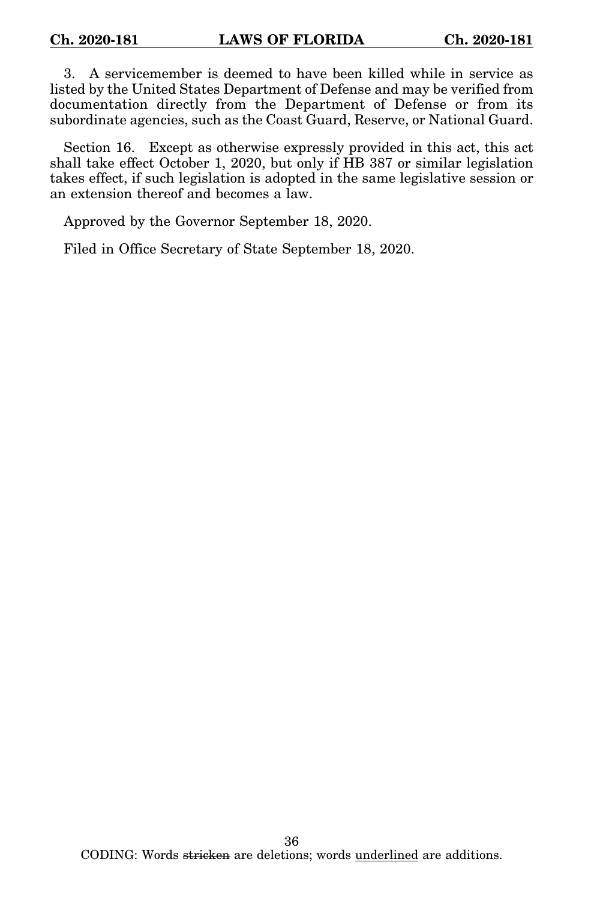3. A servicemember is deemed to have been killed while in service as listed by the United States Department of Defense and may be verified from documentation directly from the Department of Defense or from its subordinate agencies, such as the Coast Guard, Reserve, or National Guard.

Section 16. Except as otherwise expressly provided in this act, this act shall take effect October 1, 2020, but only if HB 387 or similar legislation takes effect, if such legislation is adopted in the same legislative session or an extension thereof and becomes a law.

Approved by the Governor September 18, 2020.

Filed in Office Secretary of State September 18, 2020.